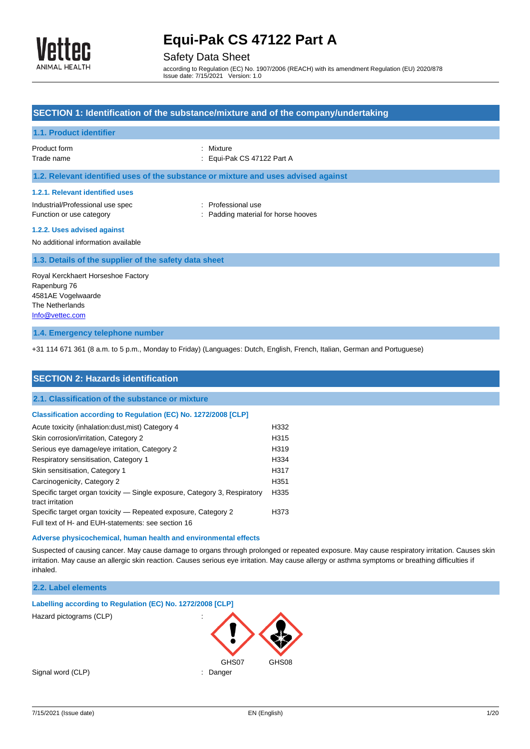# Equi-Pak CS 47122 Part A

Safety Data Sheet

according to Regulation (EC) No. 1907/2006 (REACH) with its amendment Regulation (EU) 2020/878
Issue date: 7/15/2021 Version: 1.0

## SECTION 1: Identification of the substance/mixture and of the company/undertaking

### 1.1. Product identifier

| | |
|---|---|
| Product form | : Mixture |
| Trade name | : Equi-Pak CS 47122 Part A |

### 1.2. Relevant identified uses of the substance or mixture and uses advised against

#### 1.2.1. Relevant identified uses

| | |
|---|---|
| Industrial/Professional use spec | : Professional use |
| Function or use category | : Padding material for horse hooves |

#### 1.2.2. Uses advised against

No additional information available

### 1.3. Details of the supplier of the safety data sheet

Royal Kerckhaert Horseshoe Factory
Rapenburg 76
4581AE Vogelwaarde
The Netherlands
Info@vettec.com

### 1.4. Emergency telephone number

+31 114 671 361 (8 a.m. to 5 p.m., Monday to Friday) (Languages: Dutch, English, French, Italian, German and Portuguese)

## SECTION 2: Hazards identification

### 2.1. Classification of the substance or mixture

**Classification according to Regulation (EC) No. 1272/2008 [CLP]**

| | |
|---|---|
| Acute toxicity (inhalation:dust,mist) Category 4 | H332 |
| Skin corrosion/irritation, Category 2 | H315 |
| Serious eye damage/eye irritation, Category 2 | H319 |
| Respiratory sensitisation, Category 1 | H334 |
| Skin sensitisation, Category 1 | H317 |
| Carcinogenicity, Category 2 | H351 |
| Specific target organ toxicity — Single exposure, Category 3, Respiratory tract irritation | H335 |
| Specific target organ toxicity — Repeated exposure, Category 2 | H373 |

Full text of H- and EUH-statements: see section 16

**Adverse physicochemical, human health and environmental effects**

Suspected of causing cancer. May cause damage to organs through prolonged or repeated exposure. May cause respiratory irritation. Causes skin irritation. May cause an allergic skin reaction. Causes serious eye irritation. May cause allergy or asthma symptoms or breathing difficulties if inhaled.

### 2.2. Label elements

**Labelling according to Regulation (EC) No. 1272/2008 [CLP]**

| | |
|---|---|
| Hazard pictograms (CLP) | : GHS07 GHS08 |
| Signal word (CLP) | : Danger |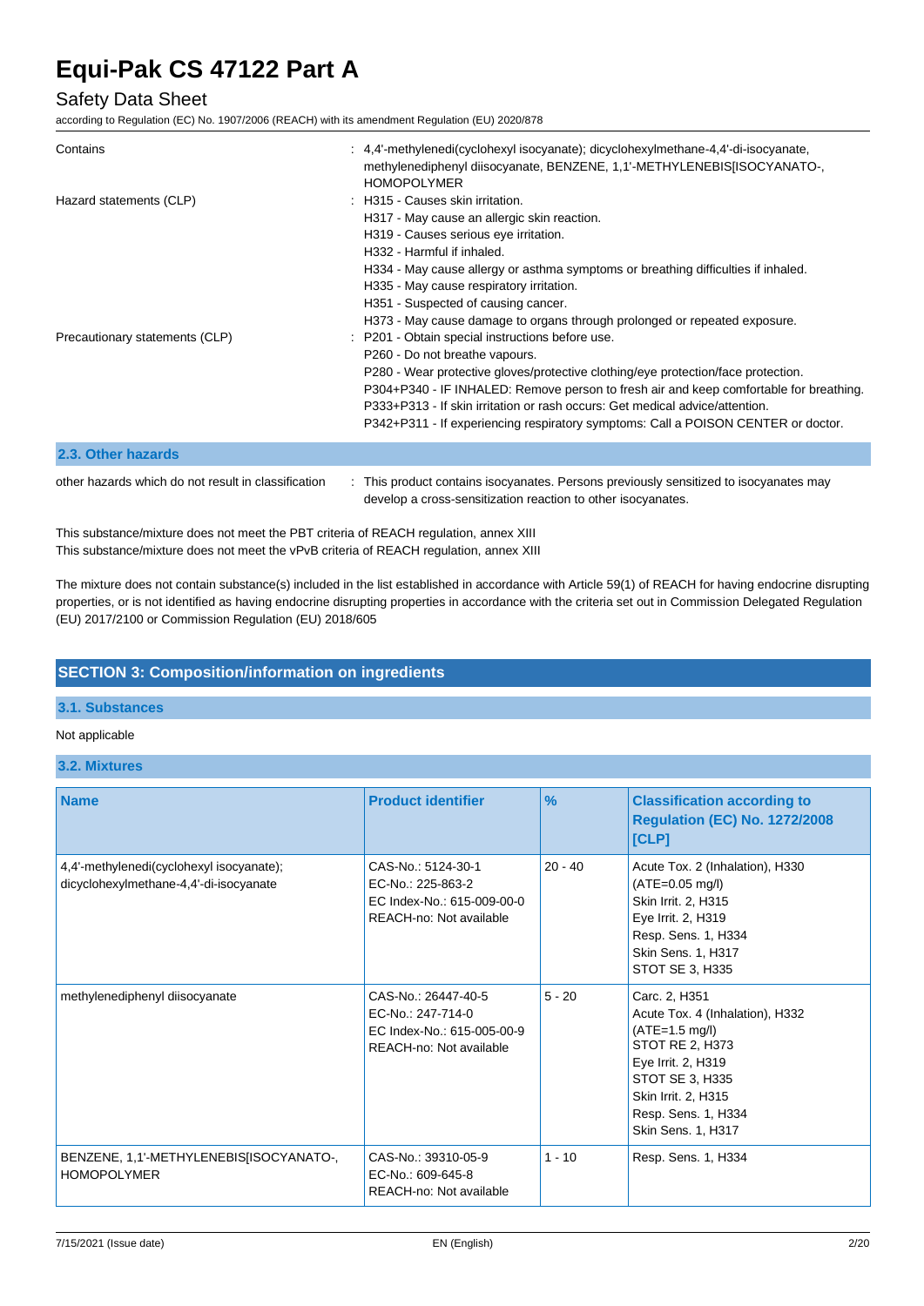| | |
|---|---|
| Contains | : 4,4'-methylenedi(cyclohexyl isocyanate); dicyclohexylmethane-4,4'-di-isocyanate, methylenediphenyl diisocyanate, BENZENE, 1,1'-METHYLENEBIS[ISOCYANATO-, HOMOPOLYMER |
| Hazard statements (CLP) | : H315 - Causes skin irritation.<br>H317 - May cause an allergic skin reaction.<br>H319 - Causes serious eye irritation.<br>H332 - Harmful if inhaled.<br>H334 - May cause allergy or asthma symptoms or breathing difficulties if inhaled.<br>H335 - May cause respiratory irritation.<br>H351 - Suspected of causing cancer.<br>H373 - May cause damage to organs through prolonged or repeated exposure. |
| Precautionary statements (CLP) | : P201 - Obtain special instructions before use.<br>P260 - Do not breathe vapours.<br>P280 - Wear protective gloves/protective clothing/eye protection/face protection.<br>P304+P340 - IF INHALED: Remove person to fresh air and keep comfortable for breathing.<br>P333+P313 - If skin irritation or rash occurs: Get medical advice/attention.<br>P342+P311 - If experiencing respiratory symptoms: Call a POISON CENTER or doctor. |

### 2.3. Other hazards

| | |
|---|---|
| other hazards which do not result in classification | : This product contains isocyanates. Persons previously sensitized to isocyanates may develop a cross-sensitization reaction to other isocyanates. |

This substance/mixture does not meet the PBT criteria of REACH regulation, annex XIII
This substance/mixture does not meet the vPvB criteria of REACH regulation, annex XIII

The mixture does not contain substance(s) included in the list established in accordance with Article 59(1) of REACH for having endocrine disrupting properties, or is not identified as having endocrine disrupting properties in accordance with the criteria set out in Commission Delegated Regulation (EU) 2017/2100 or Commission Regulation (EU) 2018/605

## SECTION 3: Composition/information on ingredients

### 3.1. Substances

Not applicable

### 3.2. Mixtures

| Name | Product identifier | % | Classification according to Regulation (EC) No. 1272/2008 [CLP] |
|---|---|---|---|
| 4,4'-methylenedi(cyclohexyl isocyanate); dicyclohexylmethane-4,4'-di-isocyanate | CAS-No.: 5124-30-1<br>EC-No.: 225-863-2<br>EC Index-No.: 615-009-00-0<br>REACH-no: Not available | 20 - 40 | Acute Tox. 2 (Inhalation), H330 (ATE=0.05 mg/l)<br>Skin Irrit. 2, H315<br>Eye Irrit. 2, H319<br>Resp. Sens. 1, H334<br>Skin Sens. 1, H317<br>STOT SE 3, H335 |
| methylenediphenyl diisocyanate | CAS-No.: 26447-40-5<br>EC-No.: 247-714-0<br>EC Index-No.: 615-005-00-9<br>REACH-no: Not available | 5 - 20 | Carc. 2, H351<br>Acute Tox. 4 (Inhalation), H332 (ATE=1.5 mg/l)<br>STOT RE 2, H373<br>Eye Irrit. 2, H319<br>STOT SE 3, H335<br>Skin Irrit. 2, H315<br>Resp. Sens. 1, H334<br>Skin Sens. 1, H317 |
| BENZENE, 1,1'-METHYLENEBIS[ISOCYANATO-, HOMOPOLYMER | CAS-No.: 39310-05-9<br>EC-No.: 609-645-8<br>REACH-no: Not available | 1 - 10 | Resp. Sens. 1, H334 |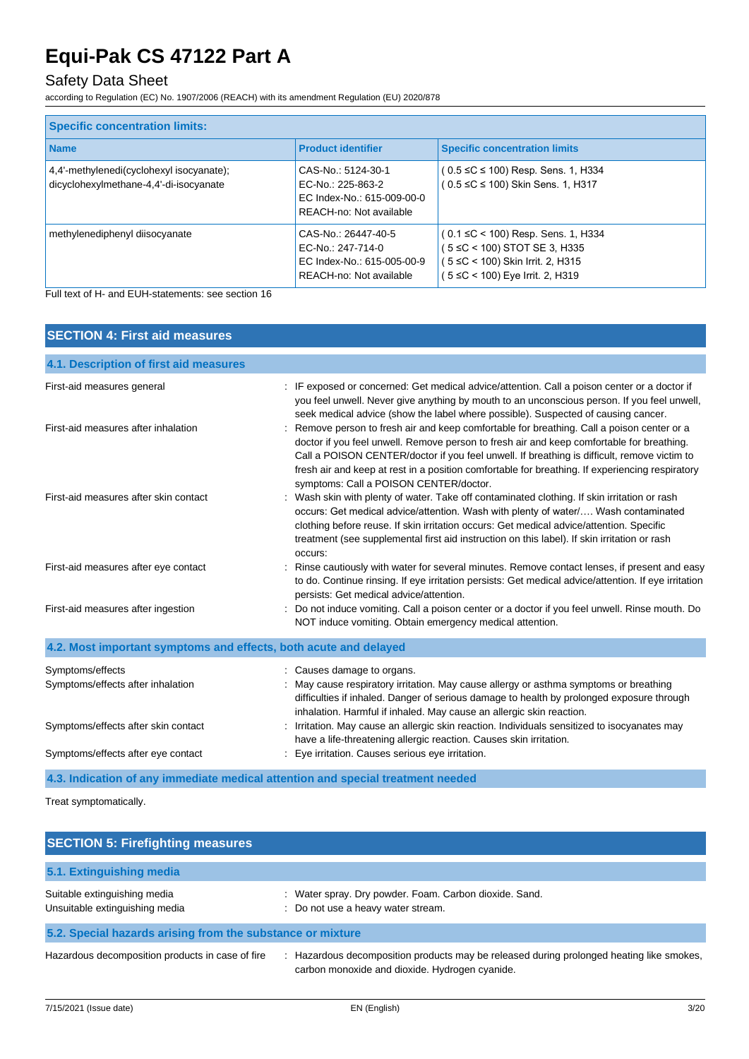| Specific concentration limits: | | |
|---|---|---|
| **Name** | **Product identifier** | **Specific concentration limits** |
| 4,4'-methylenedi(cyclohexyl isocyanate); dicyclohexylmethane-4,4'-di-isocyanate | CAS-No.: 5124-30-1<br>EC-No.: 225-863-2<br>EC Index-No.: 615-009-00-0<br>REACH-no: Not available | ( 0.5 ≤C ≤ 100) Resp. Sens. 1, H334<br>( 0.5 ≤C ≤ 100) Skin Sens. 1, H317 |
| methylenediphenyl diisocyanate | CAS-No.: 26447-40-5<br>EC-No.: 247-714-0<br>EC Index-No.: 615-005-00-9<br>REACH-no: Not available | ( 0.1 ≤C < 100) Resp. Sens. 1, H334<br>( 5 ≤C < 100) STOT SE 3, H335<br>( 5 ≤C < 100) Skin Irrit. 2, H315<br>( 5 ≤C < 100) Eye Irrit. 2, H319 |

Full text of H- and EUH-statements: see section 16

## SECTION 4: First aid measures

### 4.1. Description of first aid measures

| | |
|---|---|
| First-aid measures general | : IF exposed or concerned: Get medical advice/attention. Call a poison center or a doctor if you feel unwell. Never give anything by mouth to an unconscious person. If you feel unwell, seek medical advice (show the label where possible). Suspected of causing cancer. |
| First-aid measures after inhalation | : Remove person to fresh air and keep comfortable for breathing. Call a poison center or a doctor if you feel unwell. Remove person to fresh air and keep comfortable for breathing. Call a POISON CENTER/doctor if you feel unwell. If breathing is difficult, remove victim to fresh air and keep at rest in a position comfortable for breathing. If experiencing respiratory symptoms: Call a POISON CENTER/doctor. |
| First-aid measures after skin contact | : Wash skin with plenty of water. Take off contaminated clothing. If skin irritation or rash occurs: Get medical advice/attention. Wash with plenty of water/…. Wash contaminated clothing before reuse. If skin irritation occurs: Get medical advice/attention. Specific treatment (see supplemental first aid instruction on this label). If skin irritation or rash occurs: |
| First-aid measures after eye contact | : Rinse cautiously with water for several minutes. Remove contact lenses, if present and easy to do. Continue rinsing. If eye irritation persists: Get medical advice/attention. If eye irritation persists: Get medical advice/attention. |
| First-aid measures after ingestion | : Do not induce vomiting. Call a poison center or a doctor if you feel unwell. Rinse mouth. Do NOT induce vomiting. Obtain emergency medical attention. |

### 4.2. Most important symptoms and effects, both acute and delayed

| | |
|---|---|
| Symptoms/effects | : Causes damage to organs. |
| Symptoms/effects after inhalation | : May cause respiratory irritation. May cause allergy or asthma symptoms or breathing difficulties if inhaled. Danger of serious damage to health by prolonged exposure through inhalation. Harmful if inhaled. May cause an allergic skin reaction. |
| Symptoms/effects after skin contact | : Irritation. May cause an allergic skin reaction. Individuals sensitized to isocyanates may have a life-threatening allergic reaction. Causes skin irritation. |
| Symptoms/effects after eye contact | : Eye irritation. Causes serious eye irritation. |

### 4.3. Indication of any immediate medical attention and special treatment needed

Treat symptomatically.

## SECTION 5: Firefighting measures

### 5.1. Extinguishing media

| | |
|---|---|
| Suitable extinguishing media | : Water spray. Dry powder. Foam. Carbon dioxide. Sand. |
| Unsuitable extinguishing media | : Do not use a heavy water stream. |

### 5.2. Special hazards arising from the substance or mixture

| | |
|---|---|
| Hazardous decomposition products in case of fire | : Hazardous decomposition products may be released during prolonged heating like smokes, carbon monoxide and dioxide. Hydrogen cyanide. |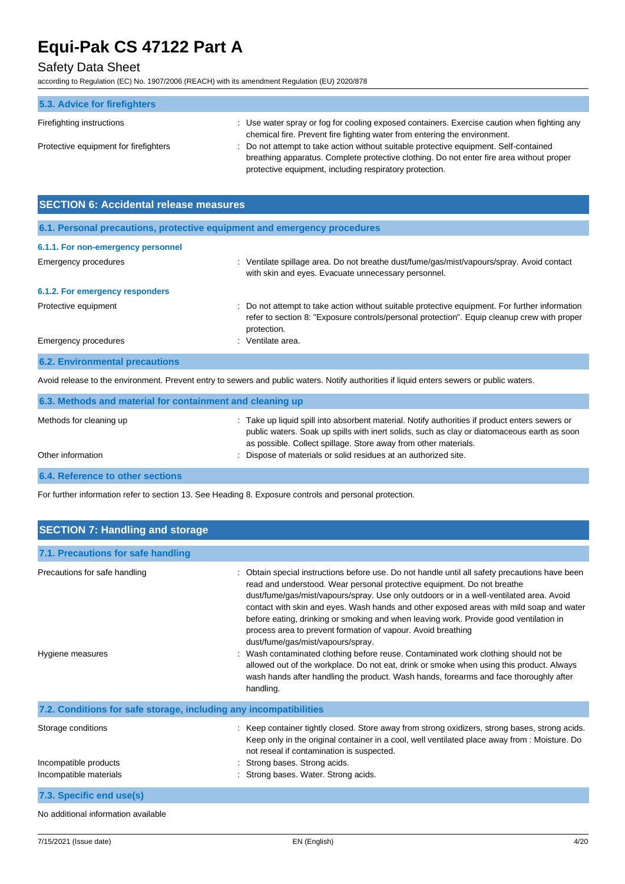### 5.3. Advice for firefighters

| | |
|---|---|
| Firefighting instructions | : Use water spray or fog for cooling exposed containers. Exercise caution when fighting any chemical fire. Prevent fire fighting water from entering the environment. |
| Protective equipment for firefighters | : Do not attempt to take action without suitable protective equipment. Self-contained breathing apparatus. Complete protective clothing. Do not enter fire area without proper protective equipment, including respiratory protection. |

## SECTION 6: Accidental release measures

### 6.1. Personal precautions, protective equipment and emergency procedures

#### 6.1.1. For non-emergency personnel

| | |
|---|---|
| Emergency procedures | : Ventilate spillage area. Do not breathe dust/fume/gas/mist/vapours/spray. Avoid contact with skin and eyes. Evacuate unnecessary personnel. |

#### 6.1.2. For emergency responders

| | |
|---|---|
| Protective equipment | : Do not attempt to take action without suitable protective equipment. For further information refer to section 8: "Exposure controls/personal protection". Equip cleanup crew with proper protection. |
| Emergency procedures | : Ventilate area. |

### 6.2. Environmental precautions

Avoid release to the environment. Prevent entry to sewers and public waters. Notify authorities if liquid enters sewers or public waters.

### 6.3. Methods and material for containment and cleaning up

| | |
|---|---|
| Methods for cleaning up | : Take up liquid spill into absorbent material. Notify authorities if product enters sewers or public waters. Soak up spills with inert solids, such as clay or diatomaceous earth as soon as possible. Collect spillage. Store away from other materials. |
| Other information | : Dispose of materials or solid residues at an authorized site. |

### 6.4. Reference to other sections

For further information refer to section 13. See Heading 8. Exposure controls and personal protection.

## SECTION 7: Handling and storage

### 7.1. Precautions for safe handling

| | |
|---|---|
| Precautions for safe handling | : Obtain special instructions before use. Do not handle until all safety precautions have been read and understood. Wear personal protective equipment. Do not breathe dust/fume/gas/mist/vapours/spray. Use only outdoors or in a well-ventilated area. Avoid contact with skin and eyes. Wash hands and other exposed areas with mild soap and water before eating, drinking or smoking and when leaving work. Provide good ventilation in process area to prevent formation of vapour. Avoid breathing dust/fume/gas/mist/vapours/spray. |
| Hygiene measures | : Wash contaminated clothing before reuse. Contaminated work clothing should not be allowed out of the workplace. Do not eat, drink or smoke when using this product. Always wash hands after handling the product. Wash hands, forearms and face thoroughly after handling. |

### 7.2. Conditions for safe storage, including any incompatibilities

| | |
|---|---|
| Storage conditions | : Keep container tightly closed. Store away from strong oxidizers, strong bases, strong acids. Keep only in the original container in a cool, well ventilated place away from : Moisture. Do not reseal if contamination is suspected. |
| Incompatible products | : Strong bases. Strong acids. |
| Incompatible materials | : Strong bases. Water. Strong acids. |

### 7.3. Specific end use(s)

No additional information available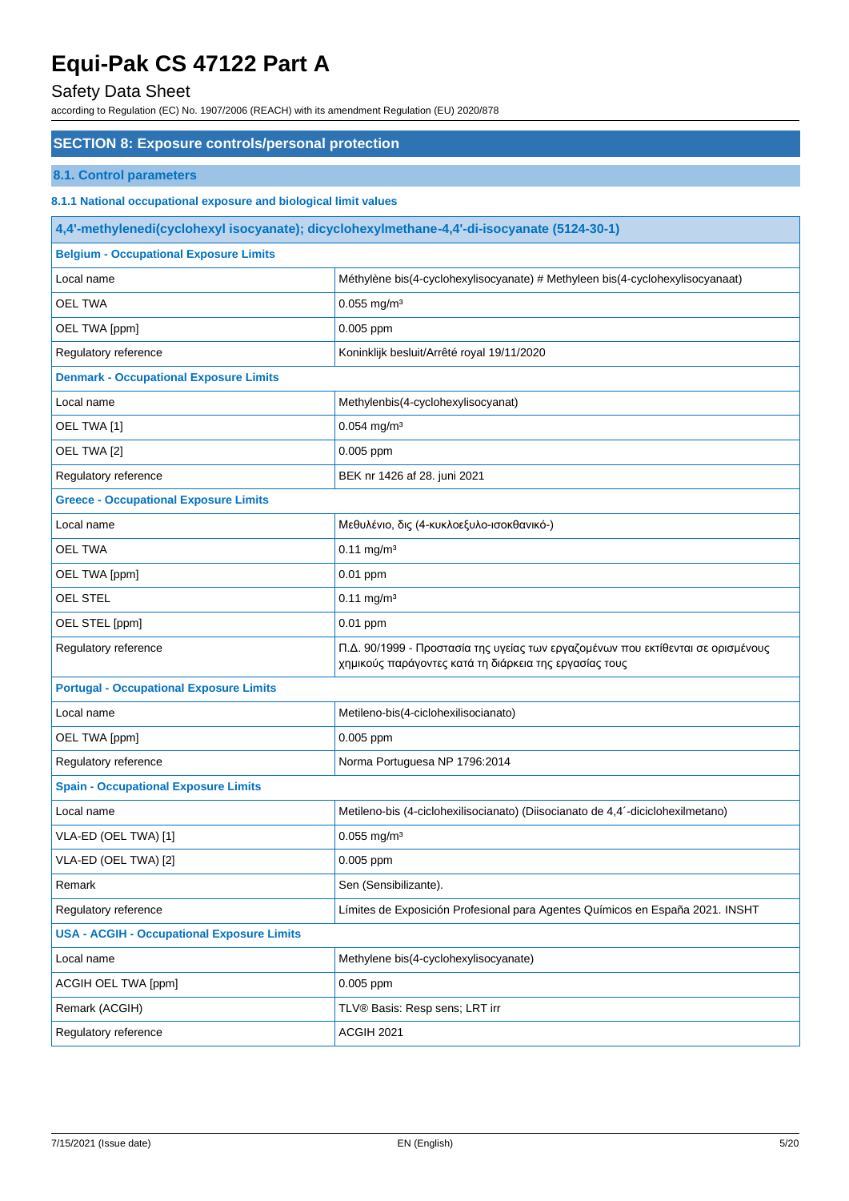## SECTION 8: Exposure controls/personal protection

### 8.1. Control parameters

#### 8.1.1 National occupational exposure and biological limit values

| 4,4'-methylenedi(cyclohexyl isocyanate); dicyclohexylmethane-4,4'-di-isocyanate (5124-30-1) | |
|---|---|
| **Belgium - Occupational Exposure Limits** | |
| Local name | Méthylène bis(4-cyclohexylisocyanate) # Methyleen bis(4-cyclohexylisocyanaat) |
| OEL TWA | 0.055 mg/m³ |
| OEL TWA [ppm] | 0.005 ppm |
| Regulatory reference | Koninklijk besluit/Arrêté royal 19/11/2020 |
| **Denmark - Occupational Exposure Limits** | |
| Local name | Methylenbis(4-cyclohexylisocyanat) |
| OEL TWA [1] | 0.054 mg/m³ |
| OEL TWA [2] | 0.005 ppm |
| Regulatory reference | BEK nr 1426 af 28. juni 2021 |
| **Greece - Occupational Exposure Limits** | |
| Local name | Μεθυλένιο, δις (4-κυκλοεξυλο-ισοκθανικό-) |
| OEL TWA | 0.11 mg/m³ |
| OEL TWA [ppm] | 0.01 ppm |
| OEL STEL | 0.11 mg/m³ |
| OEL STEL [ppm] | 0.01 ppm |
| Regulatory reference | Π.Δ. 90/1999 - Προστασία της υγείας των εργαζομένων που εκτίθενται σε ορισμένους χημικούς παράγοντες κατά τη διάρκεια της εργασίας τους |
| **Portugal - Occupational Exposure Limits** | |
| Local name | Metileno-bis(4-ciclohexilisocianato) |
| OEL TWA [ppm] | 0.005 ppm |
| Regulatory reference | Norma Portuguesa NP 1796:2014 |
| **Spain - Occupational Exposure Limits** | |
| Local name | Metileno-bis (4-ciclohexilisocianato) (Diisocianato de 4,4´-diciclohexilmetano) |
| VLA-ED (OEL TWA) [1] | 0.055 mg/m³ |
| VLA-ED (OEL TWA) [2] | 0.005 ppm |
| Remark | Sen (Sensibilizante). |
| Regulatory reference | Límites de Exposición Profesional para Agentes Químicos en España 2021. INSHT |
| **USA - ACGIH - Occupational Exposure Limits** | |
| Local name | Methylene bis(4-cyclohexylisocyanate) |
| ACGIH OEL TWA [ppm] | 0.005 ppm |
| Remark (ACGIH) | TLV® Basis: Resp sens; LRT irr |
| Regulatory reference | ACGIH 2021 |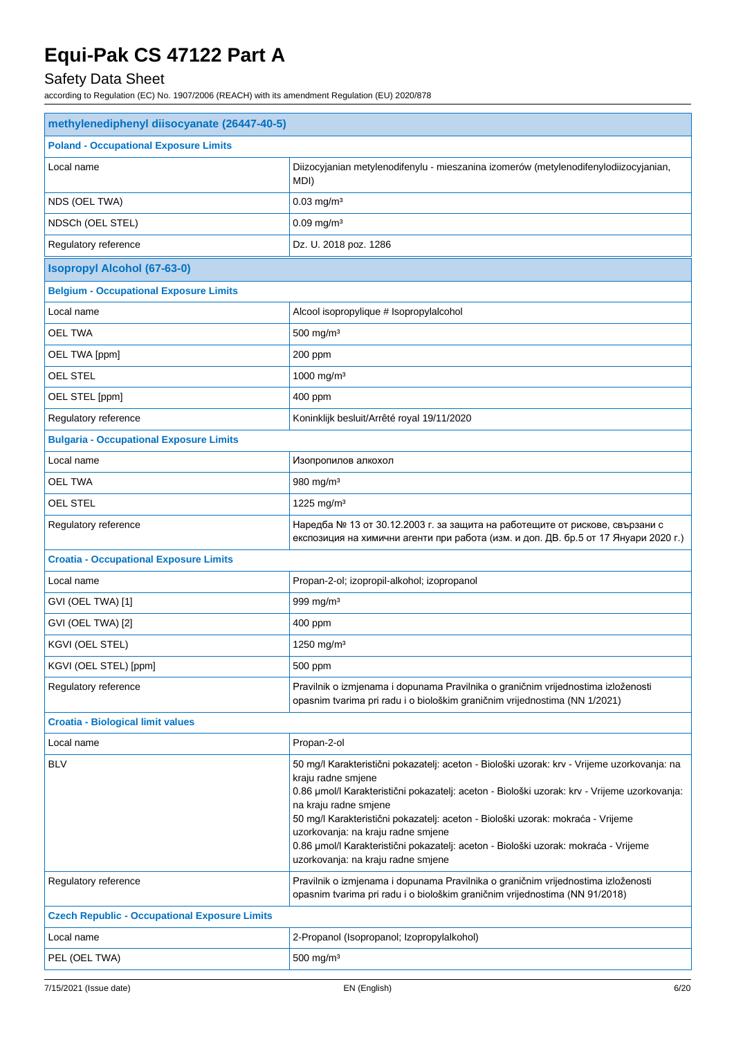| methylenediphenyl diisocyanate (26447-40-5) | |
|---|---|
| **Poland - Occupational Exposure Limits** | |
| Local name | Diizocyjanian metylenodifenylu - mieszanina izomerów (metylenodifenylodiizocyjanian, MDI) |
| NDS (OEL TWA) | 0.03 mg/m³ |
| NDSCh (OEL STEL) | 0.09 mg/m³ |
| Regulatory reference | Dz. U. 2018 poz. 1286 |
| **Isopropyl Alcohol (67-63-0)** | |
| **Belgium - Occupational Exposure Limits** | |
| Local name | Alcool isopropylique # Isopropylalcohol |
| OEL TWA | 500 mg/m³ |
| OEL TWA [ppm] | 200 ppm |
| OEL STEL | 1000 mg/m³ |
| OEL STEL [ppm] | 400 ppm |
| Regulatory reference | Koninklijk besluit/Arrêté royal 19/11/2020 |
| **Bulgaria - Occupational Exposure Limits** | |
| Local name | Изопропилов алкохол |
| OEL TWA | 980 mg/m³ |
| OEL STEL | 1225 mg/m³ |
| Regulatory reference | Наредба № 13 от 30.12.2003 г. за защита на работещите от рискове, свързани с експозиция на химични агенти при работа (изм. и доп. ДВ. бр.5 от 17 Януари 2020 г.) |
| **Croatia - Occupational Exposure Limits** | |
| Local name | Propan-2-ol; izopropil-alkohol; izopropanol |
| GVI (OEL TWA) [1] | 999 mg/m³ |
| GVI (OEL TWA) [2] | 400 ppm |
| KGVI (OEL STEL) | 1250 mg/m³ |
| KGVI (OEL STEL) [ppm] | 500 ppm |
| Regulatory reference | Pravilnik o izmjenama i dopunama Pravilnika o graničnim vrijednostima izloženosti opasnim tvarima pri radu i o biološkim graničnim vrijednostima (NN 1/2021) |
| **Croatia - Biological limit values** | |
| Local name | Propan-2-ol |
| BLV | 50 mg/l Karakteristični pokazatelj: aceton - Biološki uzorak: krv - Vrijeme uzorkovanja: na kraju radne smjene<br>0.86 µmol/l Karakteristični pokazatelj: aceton - Biološki uzorak: krv - Vrijeme uzorkovanja: na kraju radne smjene<br>50 mg/l Karakteristični pokazatelj: aceton - Biološki uzorak: mokraća - Vrijeme uzorkovanja: na kraju radne smjene<br>0.86 µmol/l Karakteristični pokazatelj: aceton - Biološki uzorak: mokraća - Vrijeme uzorkovanja: na kraju radne smjene |
| Regulatory reference | Pravilnik o izmjenama i dopunama Pravilnika o graničnim vrijednostima izloženosti opasnim tvarima pri radu i o biološkim graničnim vrijednostima (NN 91/2018) |
| **Czech Republic - Occupational Exposure Limits** | |
| Local name | 2-Propanol (Isopropanol; Izopropylalkohol) |
| PEL (OEL TWA) | 500 mg/m³ |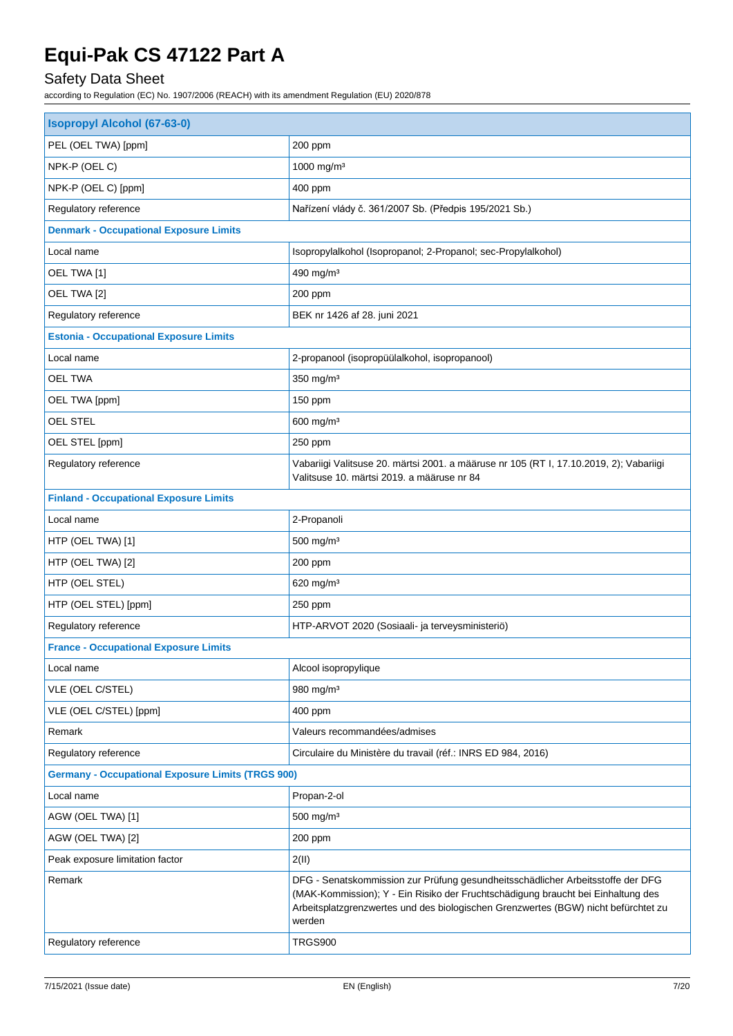| Isopropyl Alcohol (67-63-0) | |
|---|---|
| PEL (OEL TWA) [ppm] | 200 ppm |
| NPK-P (OEL C) | 1000 mg/m³ |
| NPK-P (OEL C) [ppm] | 400 ppm |
| Regulatory reference | Nařízení vlády č. 361/2007 Sb. (Předpis 195/2021 Sb.) |
| **Denmark - Occupational Exposure Limits** | |
| Local name | Isopropylalkohol (Isopropanol; 2-Propanol; sec-Propylalkohol) |
| OEL TWA [1] | 490 mg/m³ |
| OEL TWA [2] | 200 ppm |
| Regulatory reference | BEK nr 1426 af 28. juni 2021 |
| **Estonia - Occupational Exposure Limits** | |
| Local name | 2-propanool (isopropüülalkohol, isopropanool) |
| OEL TWA | 350 mg/m³ |
| OEL TWA [ppm] | 150 ppm |
| OEL STEL | 600 mg/m³ |
| OEL STEL [ppm] | 250 ppm |
| Regulatory reference | Vabariigi Valitsuse 20. märtsi 2001. a määruse nr 105 (RT I, 17.10.2019, 2); Vabariigi Valitsuse 10. märtsi 2019. a määruse nr 84 |
| **Finland - Occupational Exposure Limits** | |
| Local name | 2-Propanoli |
| HTP (OEL TWA) [1] | 500 mg/m³ |
| HTP (OEL TWA) [2] | 200 ppm |
| HTP (OEL STEL) | 620 mg/m³ |
| HTP (OEL STEL) [ppm] | 250 ppm |
| Regulatory reference | HTP-ARVOT 2020 (Sosiaali- ja terveysministeriö) |
| **France - Occupational Exposure Limits** | |
| Local name | Alcool isopropylique |
| VLE (OEL C/STEL) | 980 mg/m³ |
| VLE (OEL C/STEL) [ppm] | 400 ppm |
| Remark | Valeurs recommandées/admises |
| Regulatory reference | Circulaire du Ministère du travail (réf.: INRS ED 984, 2016) |
| **Germany - Occupational Exposure Limits (TRGS 900)** | |
| Local name | Propan-2-ol |
| AGW (OEL TWA) [1] | 500 mg/m³ |
| AGW (OEL TWA) [2] | 200 ppm |
| Peak exposure limitation factor | 2(II) |
| Remark | DFG - Senatskommission zur Prüfung gesundheitsschädlicher Arbeitsstoffe der DFG (MAK-Kommission); Y - Ein Risiko der Fruchtschädigung braucht bei Einhaltung des Arbeitsplatzgrenzwertes und des biologischen Grenzwertes (BGW) nicht befürchtet zu werden |
| Regulatory reference | TRGS900 |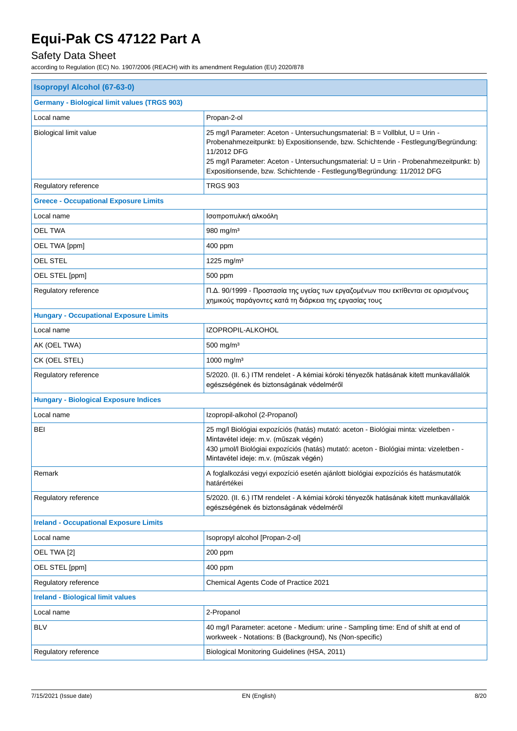| Isopropyl Alcohol (67-63-0) | |
|---|---|
| **Germany - Biological limit values (TRGS 903)** | |
| Local name | Propan-2-ol |
| Biological limit value | 25 mg/l Parameter: Aceton - Untersuchungsmaterial: B = Vollblut, U = Urin - Probenahmezeitpunkt: b) Expositionsende, bzw. Schichtende - Festlegung/Begründung: 11/2012 DFG<br>25 mg/l Parameter: Aceton - Untersuchungsmaterial: U = Urin - Probenahmezeitpunkt: b) Expositionsende, bzw. Schichtende - Festlegung/Begründung: 11/2012 DFG |
| Regulatory reference | TRGS 903 |
| **Greece - Occupational Exposure Limits** | |
| Local name | Ισοπροπυλική αλκοόλη |
| OEL TWA | 980 mg/m³ |
| OEL TWA [ppm] | 400 ppm |
| OEL STEL | 1225 mg/m³ |
| OEL STEL [ppm] | 500 ppm |
| Regulatory reference | Π.Δ. 90/1999 - Προστασία της υγείας των εργαζομένων που εκτίθενται σε ορισμένους χημικούς παράγοντες κατά τη διάρκεια της εργασίας τους |
| **Hungary - Occupational Exposure Limits** | |
| Local name | IZOPROPIL-ALKOHOL |
| AK (OEL TWA) | 500 mg/m³ |
| CK (OEL STEL) | 1000 mg/m³ |
| Regulatory reference | 5/2020. (II. 6.) ITM rendelet - A kémiai kóroki tényezők hatásának kitett munkavállalók egészségének és biztonságának védelméről |
| **Hungary - Biological Exposure Indices** | |
| Local name | Izopropil-alkohol (2-Propanol) |
| BEI | 25 mg/l Biológiai expozíciós (hatás) mutató: aceton - Biológiai minta: vizeletben - Mintavétel ideje: m.v. (műszak végén)<br>430 µmol/l Biológiai expozíciós (hatás) mutató: aceton - Biológiai minta: vizeletben - Mintavétel ideje: m.v. (műszak végén) |
| Remark | A foglalkozási vegyi expozíció esetén ajánlott biológiai expozíciós és hatásmutatók határértékei |
| Regulatory reference | 5/2020. (II. 6.) ITM rendelet - A kémiai kóroki tényezők hatásának kitett munkavállalók egészségének és biztonságának védelméről |
| **Ireland - Occupational Exposure Limits** | |
| Local name | Isopropyl alcohol [Propan-2-ol] |
| OEL TWA [2] | 200 ppm |
| OEL STEL [ppm] | 400 ppm |
| Regulatory reference | Chemical Agents Code of Practice 2021 |
| **Ireland - Biological limit values** | |
| Local name | 2-Propanol |
| BLV | 40 mg/l Parameter: acetone - Medium: urine - Sampling time: End of shift at end of workweek - Notations: B (Background), Ns (Non-specific) |
| Regulatory reference | Biological Monitoring Guidelines (HSA, 2011) |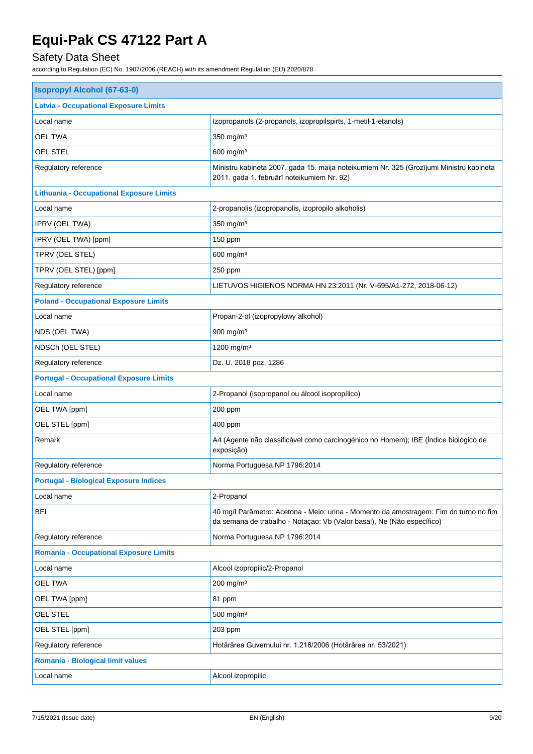| Isopropyl Alcohol (67-63-0) | |
|---|---|
| **Latvia - Occupational Exposure Limits** | |
| Local name | Izopropanols (2-propanols, izopropilspirts, 1-metil-1-etanols) |
| OEL TWA | 350 mg/m³ |
| OEL STEL | 600 mg/m³ |
| Regulatory reference | Ministru kabineta 2007. gada 15. maija noteikumiem Nr. 325 (Grozījumi Ministru kabineta 2011. gada 1. februārī noteikumiem Nr. 92) |
| **Lithuania - Occupational Exposure Limits** | |
| Local name | 2-propanolis (izopropanolis, izopropilo alkoholis) |
| IPRV (OEL TWA) | 350 mg/m³ |
| IPRV (OEL TWA) [ppm] | 150 ppm |
| TPRV (OEL STEL) | 600 mg/m³ |
| TPRV (OEL STEL) [ppm] | 250 ppm |
| Regulatory reference | LIETUVOS HIGIENOS NORMA HN 23:2011 (Nr. V-695/A1-272, 2018-06-12) |
| **Poland - Occupational Exposure Limits** | |
| Local name | Propan-2-ol (izopropylowy alkohol) |
| NDS (OEL TWA) | 900 mg/m³ |
| NDSCh (OEL STEL) | 1200 mg/m³ |
| Regulatory reference | Dz. U. 2018 poz. 1286 |
| **Portugal - Occupational Exposure Limits** | |
| Local name | 2-Propanol (isopropanol ou álcool isopropílico) |
| OEL TWA [ppm] | 200 ppm |
| OEL STEL [ppm] | 400 ppm |
| Remark | A4 (Agente não classificável como carcinogénico no Homem); IBE (Índice biológico de exposição) |
| Regulatory reference | Norma Portuguesa NP 1796:2014 |
| **Portugal - Biological Exposure Indices** | |
| Local name | 2-Propanol |
| BEI | 40 mg/l Parâmetro: Acetona - Meio: urina - Momento da amostragem: Fim do turno no fim da semana de trabalho - Notaçao: Vb (Valor basal), Ne (Não específico) |
| Regulatory reference | Norma Portuguesa NP 1796:2014 |
| **Romania - Occupational Exposure Limits** | |
| Local name | Alcool izopropilic/2-Propanol |
| OEL TWA | 200 mg/m³ |
| OEL TWA [ppm] | 81 ppm |
| OEL STEL | 500 mg/m³ |
| OEL STEL [ppm] | 203 ppm |
| Regulatory reference | Hotărârea Guvernului nr. 1.218/2006 (Hotărârea nr. 53/2021) |
| **Romania - Biological limit values** | |
| Local name | Alcool izopropilic |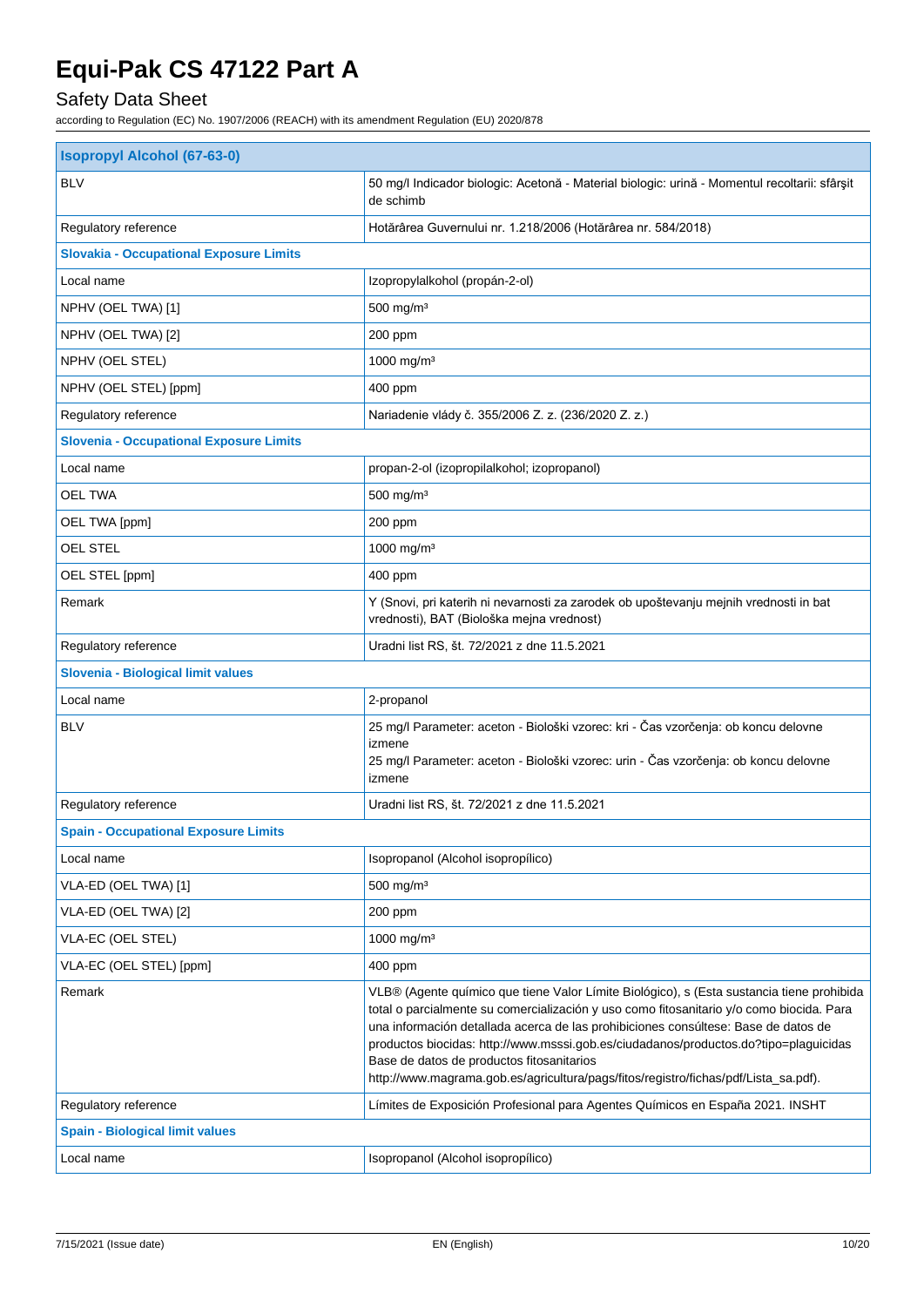| Isopropyl Alcohol (67-63-0) | |
|---|---|
| BLV | 50 mg/l Indicador biologic: Acetonă - Material biologic: urină - Momentul recoltarii: sfârşit de schimb |
| Regulatory reference | Hotărârea Guvernului nr. 1.218/2006 (Hotărârea nr. 584/2018) |
| **Slovakia - Occupational Exposure Limits** | |
| Local name | Izopropylalkohol (propán-2-ol) |
| NPHV (OEL TWA) [1] | 500 mg/m³ |
| NPHV (OEL TWA) [2] | 200 ppm |
| NPHV (OEL STEL) | 1000 mg/m³ |
| NPHV (OEL STEL) [ppm] | 400 ppm |
| Regulatory reference | Nariadenie vlády č. 355/2006 Z. z. (236/2020 Z. z.) |
| **Slovenia - Occupational Exposure Limits** | |
| Local name | propan-2-ol (izopropilalkohol; izopropanol) |
| OEL TWA | 500 mg/m³ |
| OEL TWA [ppm] | 200 ppm |
| OEL STEL | 1000 mg/m³ |
| OEL STEL [ppm] | 400 ppm |
| Remark | Y (Snovi, pri katerih ni nevarnosti za zarodek ob upoštevanju mejnih vrednosti in bat vrednosti), BAT (Biološka mejna vrednost) |
| Regulatory reference | Uradni list RS, št. 72/2021 z dne 11.5.2021 |
| **Slovenia - Biological limit values** | |
| Local name | 2-propanol |
| BLV | 25 mg/l Parameter: aceton - Biološki vzorec: kri - Čas vzorčenja: ob koncu delovne izmene<br>25 mg/l Parameter: aceton - Biološki vzorec: urin - Čas vzorčenja: ob koncu delovne izmene |
| Regulatory reference | Uradni list RS, št. 72/2021 z dne 11.5.2021 |
| **Spain - Occupational Exposure Limits** | |
| Local name | Isopropanol (Alcohol isopropílico) |
| VLA-ED (OEL TWA) [1] | 500 mg/m³ |
| VLA-ED (OEL TWA) [2] | 200 ppm |
| VLA-EC (OEL STEL) | 1000 mg/m³ |
| VLA-EC (OEL STEL) [ppm] | 400 ppm |
| Remark | VLB® (Agente químico que tiene Valor Límite Biológico), s (Esta sustancia tiene prohibida total o parcialmente su comercialización y uso como fitosanitario y/o como biocida. Para una información detallada acerca de las prohibiciones consúltese: Base de datos de productos biocidas: http://www.msssi.gob.es/ciudadanos/productos.do?tipo=plaguicidas Base de datos de productos fitosanitarios http://www.magrama.gob.es/agricultura/pags/fitos/registro/fichas/pdf/Lista_sa.pdf). |
| Regulatory reference | Límites de Exposición Profesional para Agentes Químicos en España 2021. INSHT |
| **Spain - Biological limit values** | |
| Local name | Isopropanol (Alcohol isopropílico) |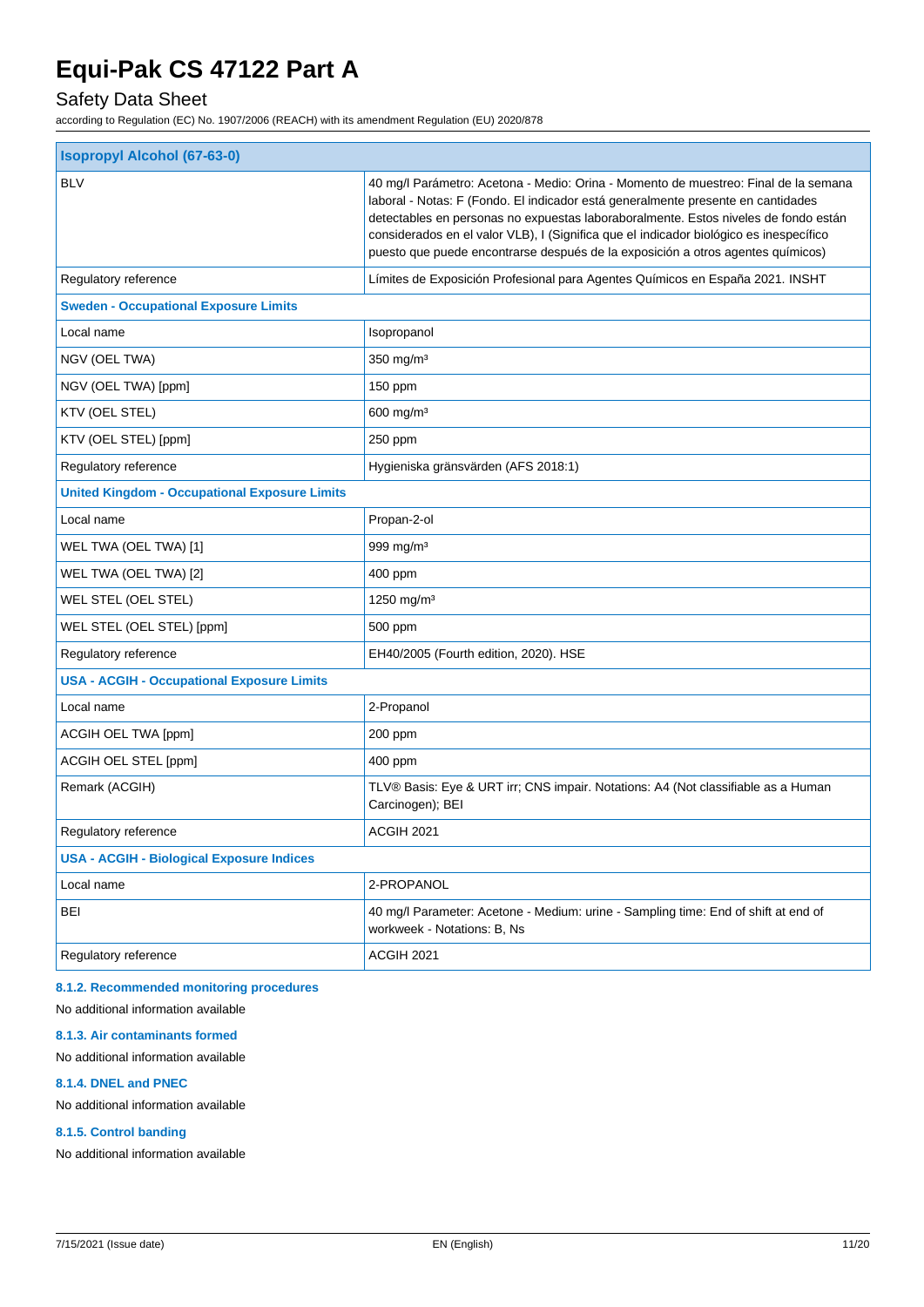| Isopropyl Alcohol (67-63-0) | |
|---|---|
| BLV | 40 mg/l Parámetro: Acetona - Medio: Orina - Momento de muestreo: Final de la semana laboral - Notas: F (Fondo. El indicador está generalmente presente en cantidades detectables en personas no expuestas laboraboralmente. Estos niveles de fondo están considerados en el valor VLB), I (Significa que el indicador biológico es inespecífico puesto que puede encontrarse después de la exposición a otros agentes químicos) |
| Regulatory reference | Límites de Exposición Profesional para Agentes Químicos en España 2021. INSHT |
| **Sweden - Occupational Exposure Limits** | |
| Local name | Isopropanol |
| NGV (OEL TWA) | 350 mg/m³ |
| NGV (OEL TWA) [ppm] | 150 ppm |
| KTV (OEL STEL) | 600 mg/m³ |
| KTV (OEL STEL) [ppm] | 250 ppm |
| Regulatory reference | Hygieniska gränsvärden (AFS 2018:1) |
| **United Kingdom - Occupational Exposure Limits** | |
| Local name | Propan-2-ol |
| WEL TWA (OEL TWA) [1] | 999 mg/m³ |
| WEL TWA (OEL TWA) [2] | 400 ppm |
| WEL STEL (OEL STEL) | 1250 mg/m³ |
| WEL STEL (OEL STEL) [ppm] | 500 ppm |
| Regulatory reference | EH40/2005 (Fourth edition, 2020). HSE |
| **USA - ACGIH - Occupational Exposure Limits** | |
| Local name | 2-Propanol |
| ACGIH OEL TWA [ppm] | 200 ppm |
| ACGIH OEL STEL [ppm] | 400 ppm |
| Remark (ACGIH) | TLV® Basis: Eye & URT irr; CNS impair. Notations: A4 (Not classifiable as a Human Carcinogen); BEI |
| Regulatory reference | ACGIH 2021 |
| **USA - ACGIH - Biological Exposure Indices** | |
| Local name | 2-PROPANOL |
| BEI | 40 mg/l Parameter: Acetone - Medium: urine - Sampling time: End of shift at end of workweek - Notations: B, Ns |
| Regulatory reference | ACGIH 2021 |

#### 8.1.2. Recommended monitoring procedures

No additional information available

#### 8.1.3. Air contaminants formed

No additional information available

#### 8.1.4. DNEL and PNEC

No additional information available

#### 8.1.5. Control banding

No additional information available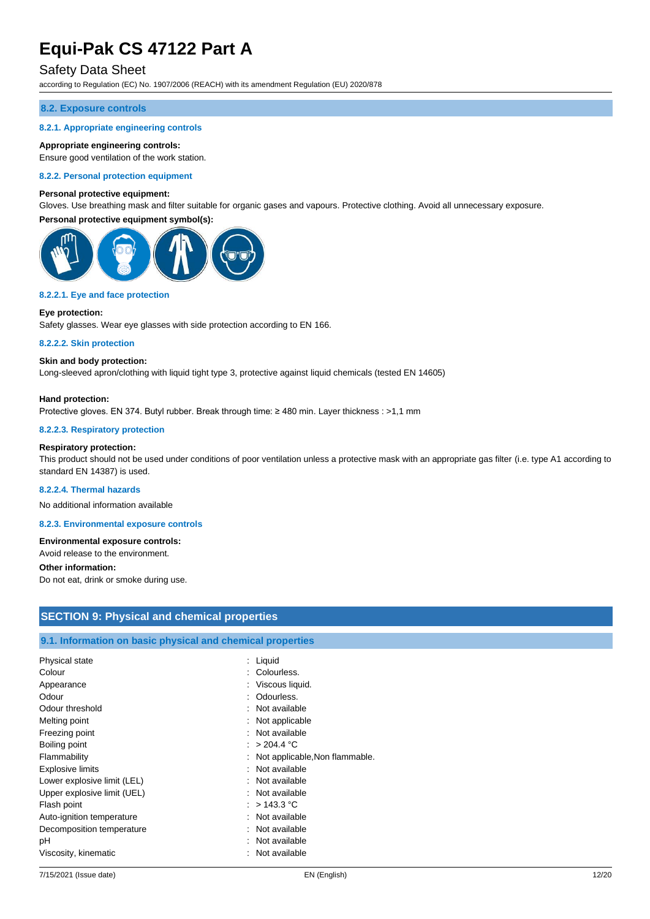#### 8.2. Exposure controls

##### 8.2.1. Appropriate engineering controls

**Appropriate engineering controls:**

Ensure good ventilation of the work station.

##### 8.2.2. Personal protection equipment

**Personal protective equipment:**

Gloves. Use breathing mask and filter suitable for organic gases and vapours. Protective clothing. Avoid all unnecessary exposure.

**Personal protective equipment symbol(s):**

##### 8.2.2.1. Eye and face protection

**Eye protection:**

Safety glasses. Wear eye glasses with side protection according to EN 166.

##### 8.2.2.2. Skin protection

**Skin and body protection:**

Long-sleeved apron/clothing with liquid tight type 3, protective against liquid chemicals (tested EN 14605)

**Hand protection:**

Protective gloves. EN 374. Butyl rubber. Break through time: ≥ 480 min. Layer thickness : >1,1 mm

##### 8.2.2.3. Respiratory protection

**Respiratory protection:**

This product should not be used under conditions of poor ventilation unless a protective mask with an appropriate gas filter (i.e. type A1 according to standard EN 14387) is used.

##### 8.2.2.4. Thermal hazards

No additional information available

##### 8.2.3. Environmental exposure controls

**Environmental exposure controls:**

Avoid release to the environment.

**Other information:**

Do not eat, drink or smoke during use.

## SECTION 9: Physical and chemical properties

### 9.1. Information on basic physical and chemical properties

| | |
|---|---|
| Physical state | : Liquid |
| Colour | : Colourless. |
| Appearance | : Viscous liquid. |
| Odour | : Odourless. |
| Odour threshold | : Not available |
| Melting point | : Not applicable |
| Freezing point | : Not available |
| Boiling point | : > 204.4 °C |
| Flammability | : Not applicable,Non flammable. |
| Explosive limits | : Not available |
| Lower explosive limit (LEL) | : Not available |
| Upper explosive limit (UEL) | : Not available |
| Flash point | : > 143.3 °C |
| Auto-ignition temperature | : Not available |
| Decomposition temperature | : Not available |
| pH | : Not available |
| Viscosity, kinematic | : Not available |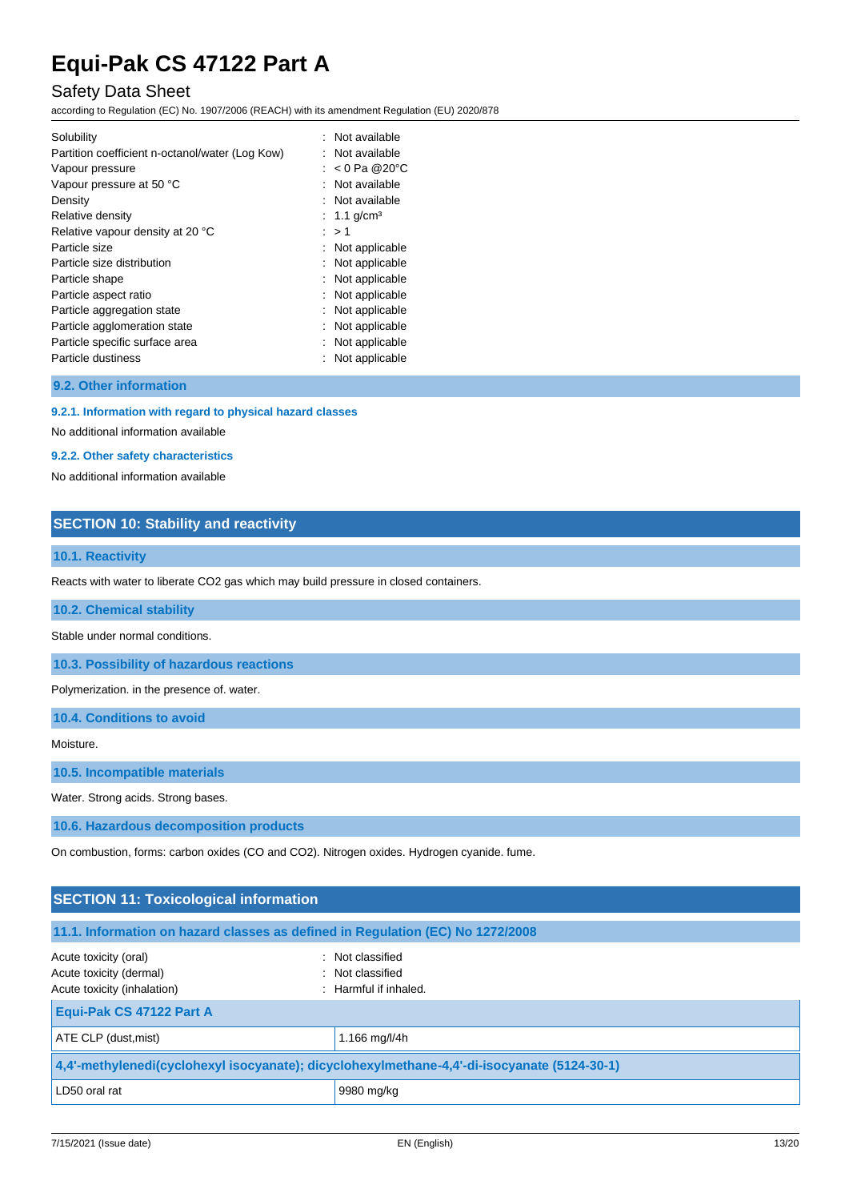| | |
|---|---|
| Solubility | : Not available |
| Partition coefficient n-octanol/water (Log Kow) | : Not available |
| Vapour pressure | : < 0 Pa @20°C |
| Vapour pressure at 50 °C | : Not available |
| Density | : Not available |
| Relative density | : 1.1 g/cm³ |
| Relative vapour density at 20 °C | : > 1 |
| Particle size | : Not applicable |
| Particle size distribution | : Not applicable |
| Particle shape | : Not applicable |
| Particle aspect ratio | : Not applicable |
| Particle aggregation state | : Not applicable |
| Particle agglomeration state | : Not applicable |
| Particle specific surface area | : Not applicable |
| Particle dustiness | : Not applicable |

### 9.2. Other information

#### 9.2.1. Information with regard to physical hazard classes

No additional information available

#### 9.2.2. Other safety characteristics

No additional information available

## SECTION 10: Stability and reactivity

### 10.1. Reactivity

Reacts with water to liberate $CO_2$ gas which may build pressure in closed containers.

### 10.2. Chemical stability

Stable under normal conditions.

### 10.3. Possibility of hazardous reactions

Polymerization. in the presence of. water.

### 10.4. Conditions to avoid

Moisture.

### 10.5. Incompatible materials

Water. Strong acids. Strong bases.

### 10.6. Hazardous decomposition products

On combustion, forms: carbon oxides (CO and $CO_2$). Nitrogen oxides. Hydrogen cyanide. fume.

## SECTION 11: Toxicological information

### 11.1. Information on hazard classes as defined in Regulation (EC) No 1272/2008

| | |
|---|---|
| Acute toxicity (oral) | : Not classified |
| Acute toxicity (dermal) | : Not classified |
| Acute toxicity (inhalation) | : Harmful if inhaled. |

| **Equi-Pak CS 47122 Part A** | |
|---|---|
| ATE CLP (dust,mist) | 1.166 mg/l/4h |
| **4,4'-methylenedi(cyclohexyl isocyanate); dicyclohexylmethane-4,4'-di-isocyanate (5124-30-1)** | |
| LD50 oral rat | 9980 mg/kg |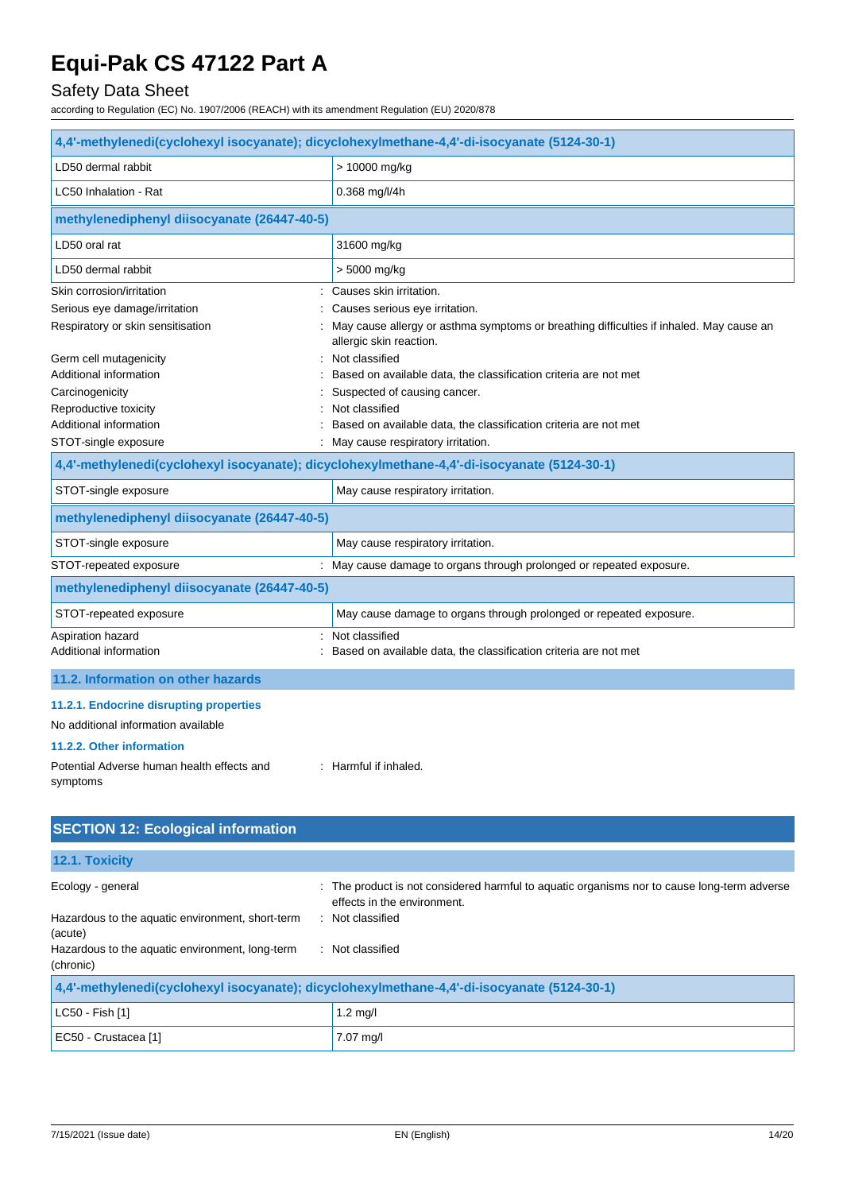| 4,4'-methylenedi(cyclohexyl isocyanate); dicyclohexylmethane-4,4'-di-isocyanate (5124-30-1) | |
|---|---|
| LD50 dermal rabbit | > 10000 mg/kg |
| LC50 Inhalation - Rat | 0.368 mg/l/4h |

| methylenediphenyl diisocyanate (26447-40-5) | |
|---|---|
| LD50 oral rat | 31600 mg/kg |
| LD50 dermal rabbit | > 5000 mg/kg |

Skin corrosion/irritation : Causes skin irritation.

Serious eye damage/irritation : Causes serious eye irritation.

Respiratory or skin sensitisation : May cause allergy or asthma symptoms or breathing difficulties if inhaled. May cause an allergic skin reaction.

Germ cell mutagenicity : Not classified

Additional information : Based on available data, the classification criteria are not met

Carcinogenicity : Suspected of causing cancer.

Reproductive toxicity : Not classified

Additional information : Based on available data, the classification criteria are not met

STOT-single exposure : May cause respiratory irritation.

| 4,4'-methylenedi(cyclohexyl isocyanate); dicyclohexylmethane-4,4'-di-isocyanate (5124-30-1) | |
|---|---|
| STOT-single exposure | May cause respiratory irritation. |

| methylenediphenyl diisocyanate (26447-40-5) | |
|---|---|
| STOT-single exposure | May cause respiratory irritation. |

STOT-repeated exposure : May cause damage to organs through prolonged or repeated exposure.

| methylenediphenyl diisocyanate (26447-40-5) | |
|---|---|
| STOT-repeated exposure | May cause damage to organs through prolonged or repeated exposure. |

Aspiration hazard : Not classified

Additional information : Based on available data, the classification criteria are not met

### 11.2. Information on other hazards

#### 11.2.1. Endocrine disrupting properties

No additional information available

#### 11.2.2. Other information

Potential Adverse human health effects and symptoms : Harmful if inhaled.

## SECTION 12: Ecological information

### 12.1. Toxicity

Ecology - general : The product is not considered harmful to aquatic organisms nor to cause long-term adverse effects in the environment.

Hazardous to the aquatic environment, short-term (acute) : Not classified

Hazardous to the aquatic environment, long-term (chronic) : Not classified

| 4,4'-methylenedi(cyclohexyl isocyanate); dicyclohexylmethane-4,4'-di-isocyanate (5124-30-1) | |
|---|---|
| LC50 - Fish [1] | 1.2 mg/l |
| EC50 - Crustacea [1] | 7.07 mg/l |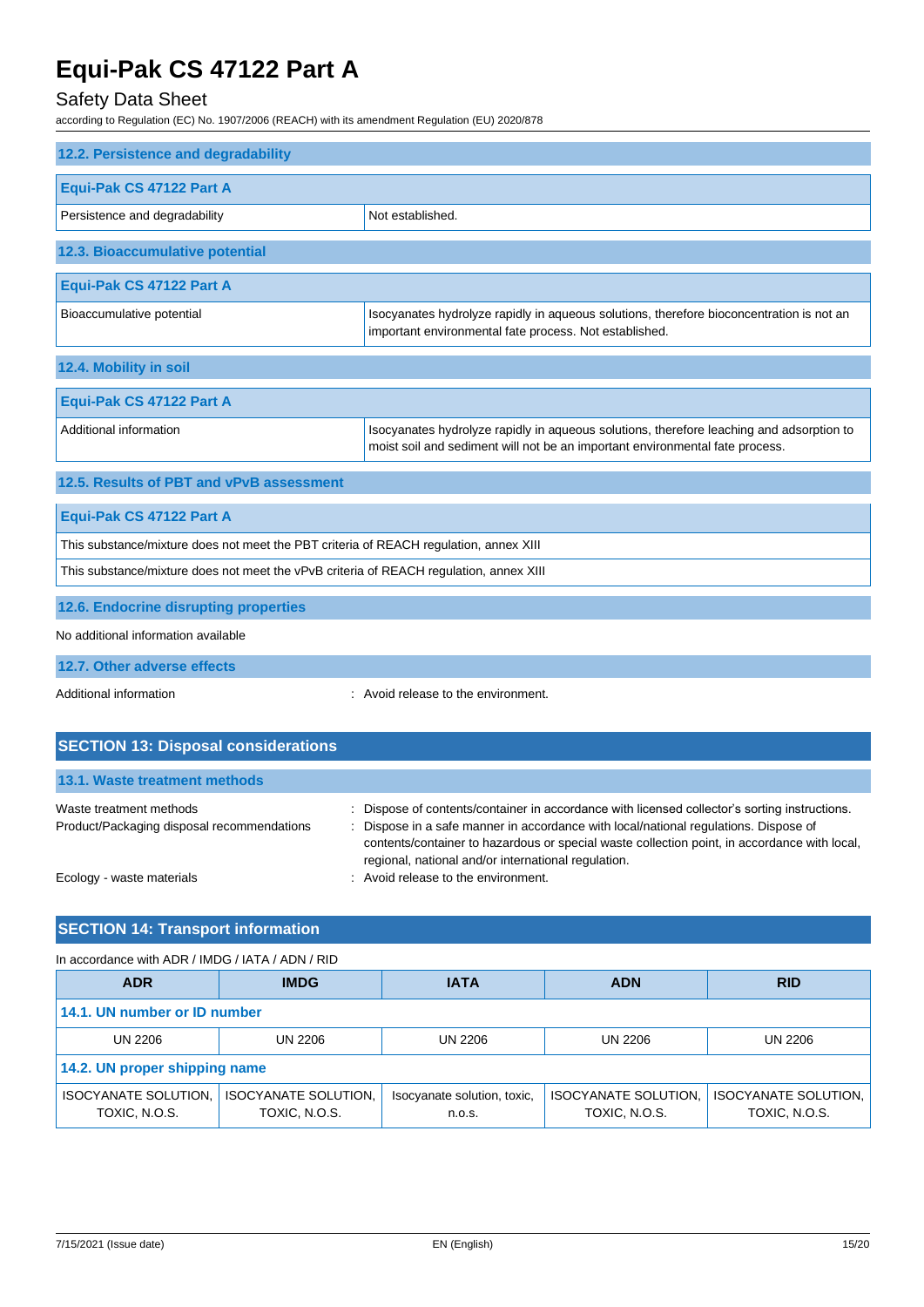### 12.2. Persistence and degradability

| Equi-Pak CS 47122 Part A | |
|---|---|
| Persistence and degradability | Not established. |

### 12.3. Bioaccumulative potential

| Equi-Pak CS 47122 Part A | |
|---|---|
| Bioaccumulative potential | Isocyanates hydrolyze rapidly in aqueous solutions, therefore bioconcentration is not an important environmental fate process. Not established. |

### 12.4. Mobility in soil

| Equi-Pak CS 47122 Part A | |
|---|---|
| Additional information | Isocyanates hydrolyze rapidly in aqueous solutions, therefore leaching and adsorption to moist soil and sediment will not be an important environmental fate process. |

### 12.5. Results of PBT and vPvB assessment

| Equi-Pak CS 47122 Part A |
|---|
| This substance/mixture does not meet the PBT criteria of REACH regulation, annex XIII |
| This substance/mixture does not meet the vPvB criteria of REACH regulation, annex XIII |

### 12.6. Endocrine disrupting properties

No additional information available

### 12.7. Other adverse effects

Additional information : Avoid release to the environment.

## SECTION 13: Disposal considerations

### 13.1. Waste treatment methods

Waste treatment methods : Dispose of contents/container in accordance with licensed collector's sorting instructions.

Product/Packaging disposal recommendations : Dispose in a safe manner in accordance with local/national regulations. Dispose of contents/container to hazardous or special waste collection point, in accordance with local, regional, national and/or international regulation.

Ecology - waste materials : Avoid release to the environment.

## SECTION 14: Transport information

In accordance with ADR / IMDG / IATA / ADN / RID

| ADR | IMDG | IATA | ADN | RID |
|---|---|---|---|---|
| **14.1. UN number or ID number** | | | | |
| UN 2206 | UN 2206 | UN 2206 | UN 2206 | UN 2206 |
| **14.2. UN proper shipping name** | | | | |
| ISOCYANATE SOLUTION, TOXIC, N.O.S. | ISOCYANATE SOLUTION, TOXIC, N.O.S. | Isocyanate solution, toxic, n.o.s. | ISOCYANATE SOLUTION, TOXIC, N.O.S. | ISOCYANATE SOLUTION, TOXIC, N.O.S. |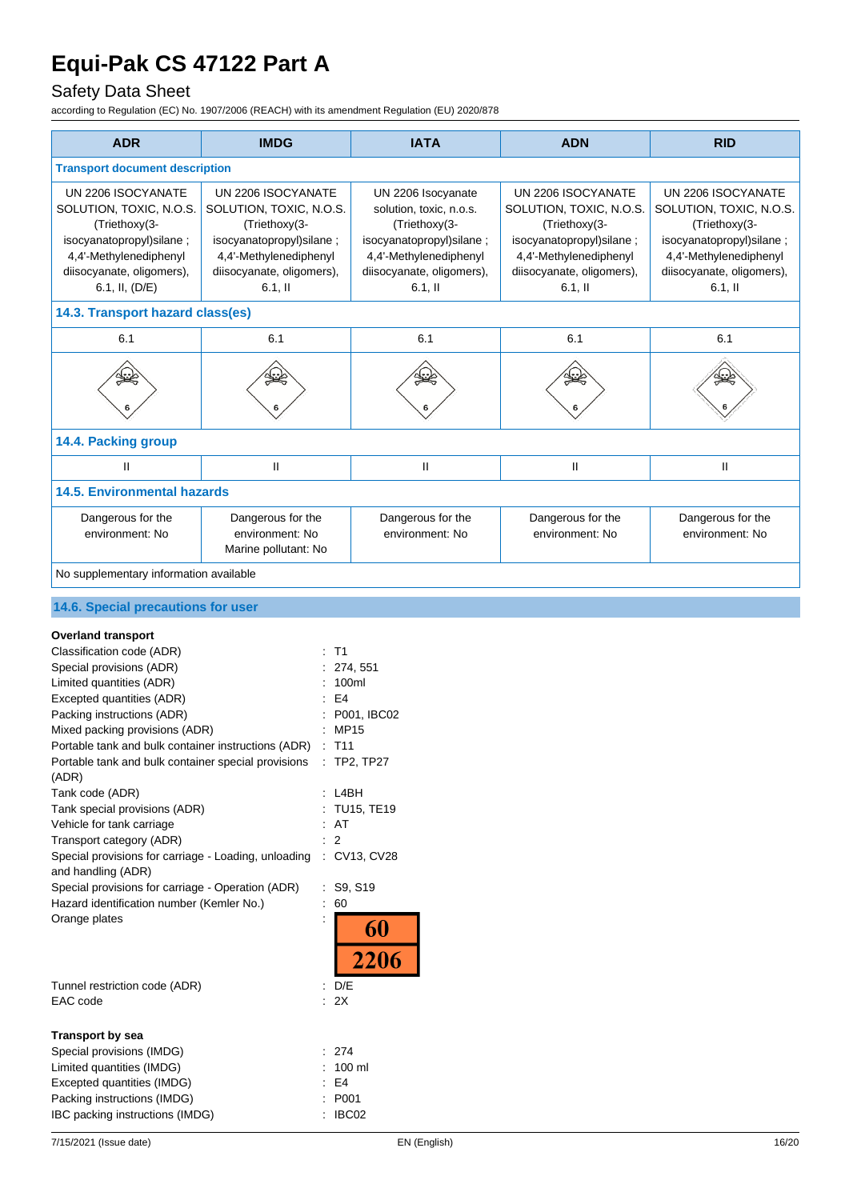| ADR | IMDG | IATA | ADN | RID |
|---|---|---|---|---|
| **Transport document description** | | | | |
| UN 2206 ISOCYANATE SOLUTION, TOXIC, N.O.S. (Triethoxy(3-isocyanatopropyl)silane ; 4,4'-Methylenediphenyl diisocyanate, oligomers), 6.1, II, (D/E) | UN 2206 ISOCYANATE SOLUTION, TOXIC, N.O.S. (Triethoxy(3-isocyanatopropyl)silane ; 4,4'-Methylenediphenyl diisocyanate, oligomers), 6.1, II | UN 2206 Isocyanate solution, toxic, n.o.s. (Triethoxy(3-isocyanatopropyl)silane ; 4,4'-Methylenediphenyl diisocyanate, oligomers), 6.1, II | UN 2206 ISOCYANATE SOLUTION, TOXIC, N.O.S. (Triethoxy(3-isocyanatopropyl)silane ; 4,4'-Methylenediphenyl diisocyanate, oligomers), 6.1, II | UN 2206 ISOCYANATE SOLUTION, TOXIC, N.O.S. (Triethoxy(3-isocyanatopropyl)silane ; 4,4'-Methylenediphenyl diisocyanate, oligomers), 6.1, II |
| **14.3. Transport hazard class(es)** | | | | |
| 6.1 | 6.1 | 6.1 | 6.1 | 6.1 |
| **14.4. Packing group** | | | | |
| II | II | II | II | II |
| **14.5. Environmental hazards** | | | | |
| Dangerous for the environment: No | Dangerous for the environment: No<br>Marine pollutant: No | Dangerous for the environment: No | Dangerous for the environment: No | Dangerous for the environment: No |
| No supplementary information available | | | | |

## 14.6. Special precautions for user

**Overland transport**

Classification code (ADR) : T1
Special provisions (ADR) : 274, 551
Limited quantities (ADR) : 100ml
Excepted quantities (ADR) : E4
Packing instructions (ADR) : P001, IBC02
Mixed packing provisions (ADR) : MP15
Portable tank and bulk container instructions (ADR) : T11
Portable tank and bulk container special provisions (ADR) : TP2, TP27
Tank code (ADR) : L4BH
Tank special provisions (ADR) : TU15, TE19
Vehicle for tank carriage : AT
Transport category (ADR) : 2
Special provisions for carriage - Loading, unloading and handling (ADR) : CV13, CV28
Special provisions for carriage - Operation (ADR) : S9, S19
Hazard identification number (Kemler No.) : 60
Orange plates : 60 / 2206
Tunnel restriction code (ADR) : D/E
EAC code : 2X

**Transport by sea**

Special provisions (IMDG) : 274
Limited quantities (IMDG) : 100 ml
Excepted quantities (IMDG) : E4
Packing instructions (IMDG) : P001
IBC packing instructions (IMDG) : IBC02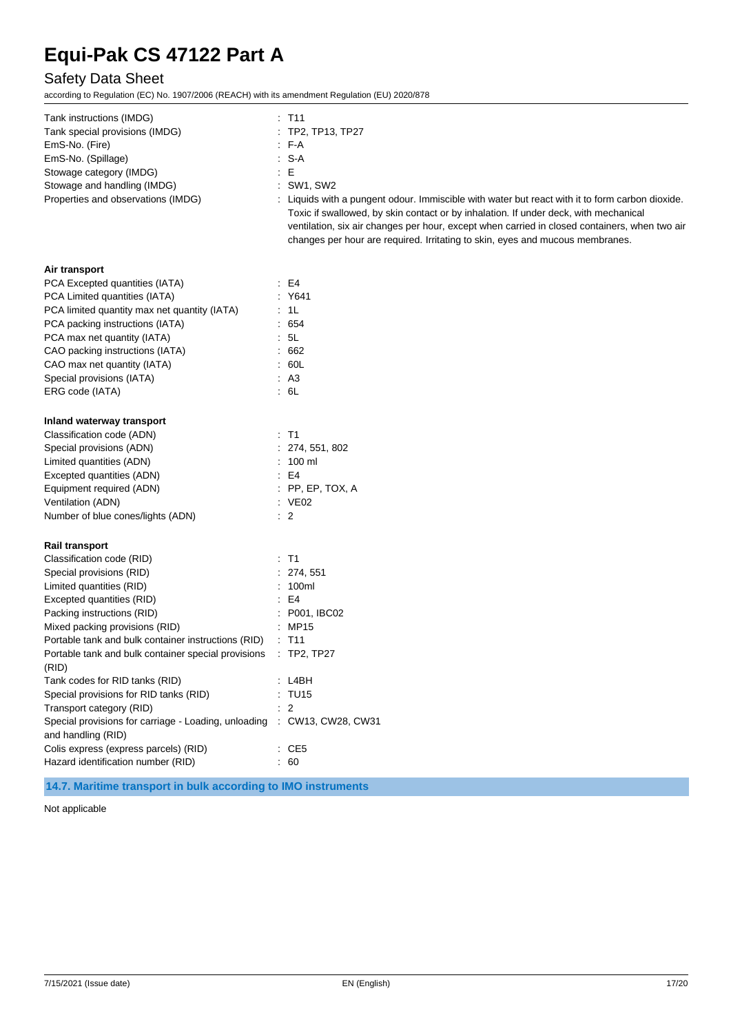Tank instructions (IMDG) : T11
Tank special provisions (IMDG) : TP2, TP13, TP27
EmS-No. (Fire) : F-A
EmS-No. (Spillage) : S-A
Stowage category (IMDG) : E
Stowage and handling (IMDG) : SW1, SW2
Properties and observations (IMDG) : Liquids with a pungent odour. Immiscible with water but react with it to form carbon dioxide. Toxic if swallowed, by skin contact or by inhalation. If under deck, with mechanical ventilation, six air changes per hour, except when carried in closed containers, when two air changes per hour are required. Irritating to skin, eyes and mucous membranes.

**Air transport**

PCA Excepted quantities (IATA) : E4
PCA Limited quantities (IATA) : Y641
PCA limited quantity max net quantity (IATA) : 1L
PCA packing instructions (IATA) : 654
PCA max net quantity (IATA) : 5L
CAO packing instructions (IATA) : 662
CAO max net quantity (IATA) : 60L
Special provisions (IATA) : A3
ERG code (IATA) : 6L

**Inland waterway transport**

Classification code (ADN) : T1
Special provisions (ADN) : 274, 551, 802
Limited quantities (ADN) : 100 ml
Excepted quantities (ADN) : E4
Equipment required (ADN) : PP, EP, TOX, A
Ventilation (ADN) : VE02
Number of blue cones/lights (ADN) : 2

**Rail transport**

Classification code (RID) : T1
Special provisions (RID) : 274, 551
Limited quantities (RID) : 100ml
Excepted quantities (RID) : E4
Packing instructions (RID) : P001, IBC02
Mixed packing provisions (RID) : MP15
Portable tank and bulk container instructions (RID) : T11
Portable tank and bulk container special provisions (RID) : TP2, TP27
Tank codes for RID tanks (RID) : L4BH
Special provisions for RID tanks (RID) : TU15
Transport category (RID) : 2
Special provisions for carriage - Loading, unloading and handling (RID) : CW13, CW28, CW31
Colis express (express parcels) (RID) : CE5
Hazard identification number (RID) : 60

## 14.7. Maritime transport in bulk according to IMO instruments

Not applicable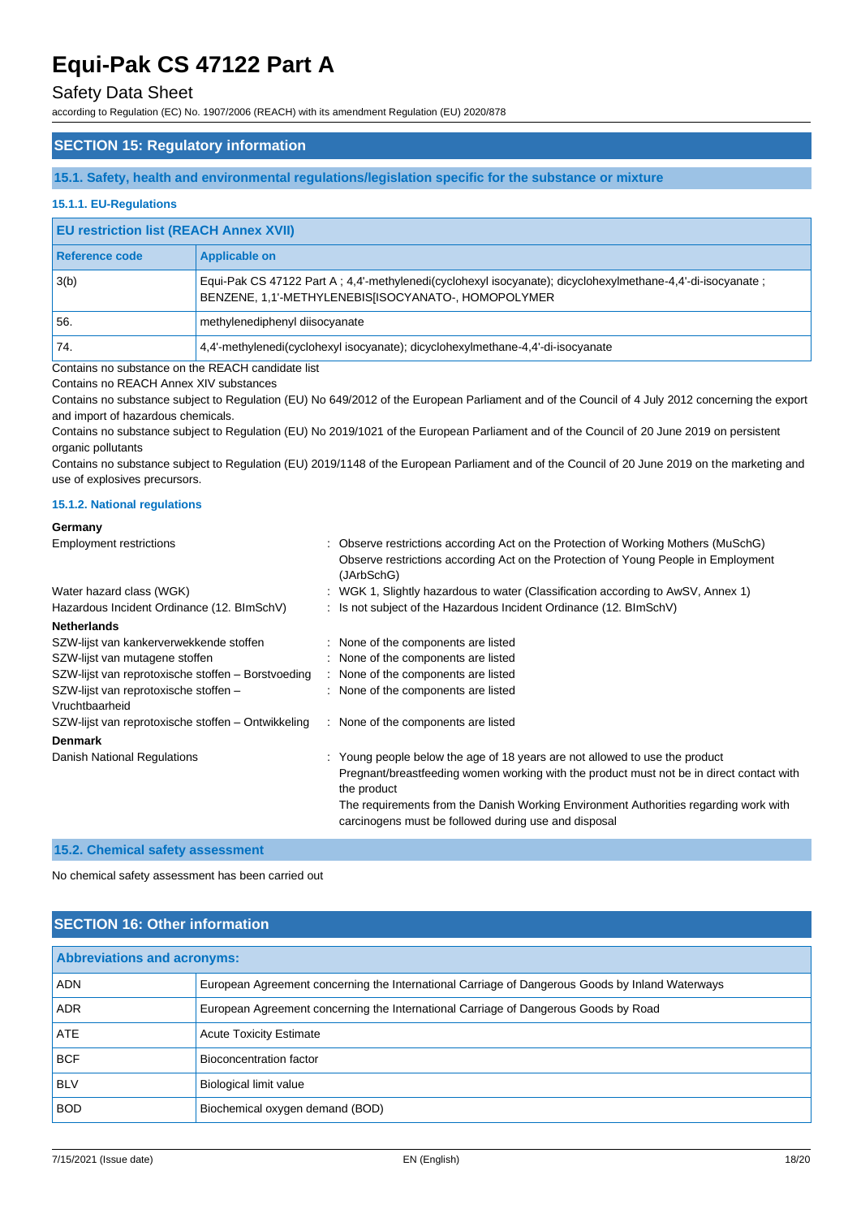## SECTION 15: Regulatory information

### 15.1. Safety, health and environmental regulations/legislation specific for the substance or mixture

#### 15.1.1. EU-Regulations

| EU restriction list (REACH Annex XVII) | |
|---|---|
| **Reference code** | **Applicable on** |
| 3(b) | Equi-Pak CS 47122 Part A ; 4,4'-methylenedi(cyclohexyl isocyanate); dicyclohexylmethane-4,4'-di-isocyanate ; BENZENE, 1,1'-METHYLENEBIS[ISOCYANATO-, HOMOPOLYMER |
| 56. | methylenediphenyl diisocyanate |
| 74. | 4,4'-methylenedi(cyclohexyl isocyanate); dicyclohexylmethane-4,4'-di-isocyanate |

Contains no substance on the REACH candidate list

Contains no REACH Annex XIV substances

Contains no substance subject to Regulation (EU) No 649/2012 of the European Parliament and of the Council of 4 July 2012 concerning the export and import of hazardous chemicals.

Contains no substance subject to Regulation (EU) No 2019/1021 of the European Parliament and of the Council of 20 June 2019 on persistent organic pollutants

Contains no substance subject to Regulation (EU) 2019/1148 of the European Parliament and of the Council of 20 June 2019 on the marketing and use of explosives precursors.

#### 15.1.2. National regulations

**Germany**

| | |
|---|---|
| Employment restrictions | : Observe restrictions according Act on the Protection of Working Mothers (MuSchG)<br>Observe restrictions according Act on the Protection of Young People in Employment (JArbSchG) |
| Water hazard class (WGK) | : WGK 1, Slightly hazardous to water (Classification according to AwSV, Annex 1) |
| Hazardous Incident Ordinance (12. BImSchV) | : Is not subject of the Hazardous Incident Ordinance (12. BImSchV) |

**Netherlands**

| | |
|---|---|
| SZW-lijst van kankerverwekkende stoffen | : None of the components are listed |
| SZW-lijst van mutagene stoffen | : None of the components are listed |
| SZW-lijst van reprotoxische stoffen – Borstvoeding | : None of the components are listed |
| SZW-lijst van reprotoxische stoffen – Vruchtbaarheid | : None of the components are listed |
| SZW-lijst van reprotoxische stoffen – Ontwikkeling | : None of the components are listed |

**Denmark**

| | |
|---|---|
| Danish National Regulations | : Young people below the age of 18 years are not allowed to use the product<br>Pregnant/breastfeeding women working with the product must not be in direct contact with the product<br>The requirements from the Danish Working Environment Authorities regarding work with carcinogens must be followed during use and disposal |

### 15.2. Chemical safety assessment

No chemical safety assessment has been carried out

## SECTION 16: Other information

| Abbreviations and acronyms: | |
|---|---|
| ADN | European Agreement concerning the International Carriage of Dangerous Goods by Inland Waterways |
| ADR | European Agreement concerning the International Carriage of Dangerous Goods by Road |
| ATE | Acute Toxicity Estimate |
| BCF | Bioconcentration factor |
| BLV | Biological limit value |
| BOD | Biochemical oxygen demand (BOD) |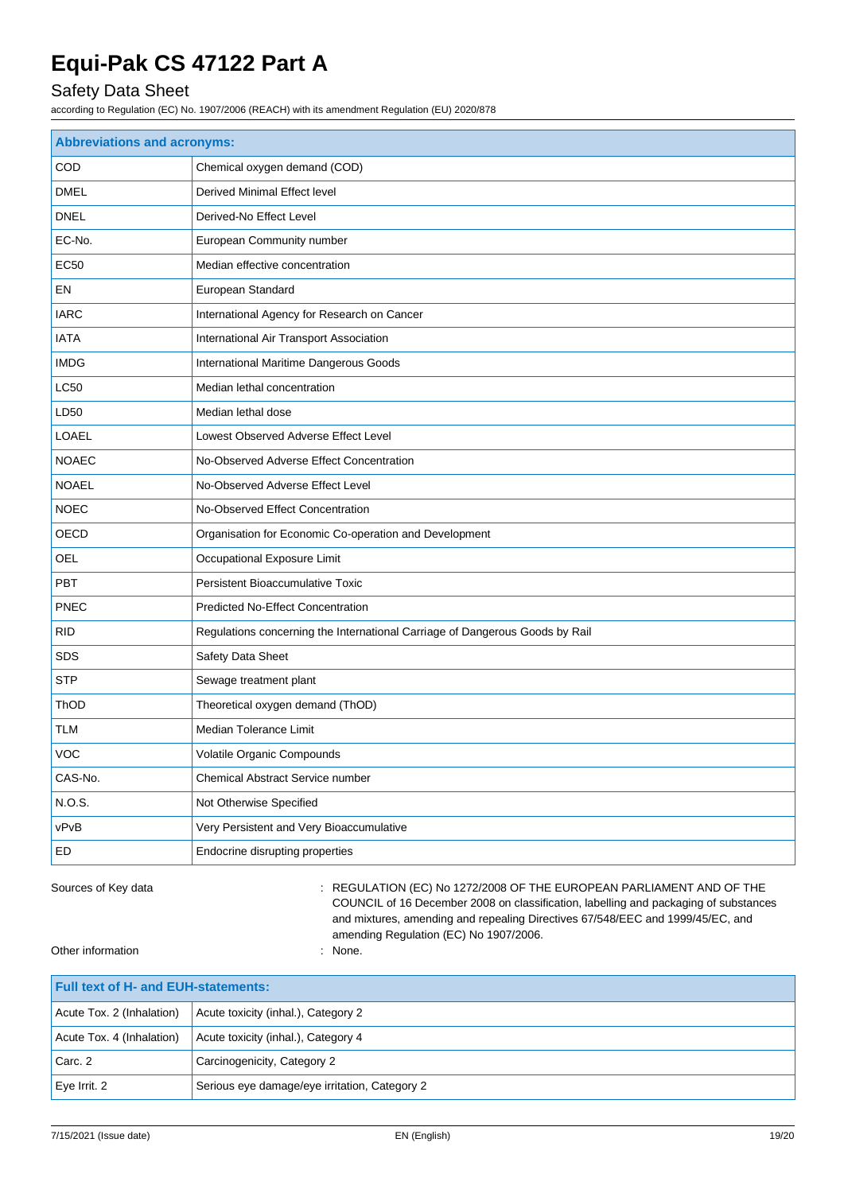| Abbreviations and acronyms: | |
|---|---|
| COD | Chemical oxygen demand (COD) |
| DMEL | Derived Minimal Effect level |
| DNEL | Derived-No Effect Level |
| EC-No. | European Community number |
| EC50 | Median effective concentration |
| EN | European Standard |
| IARC | International Agency for Research on Cancer |
| IATA | International Air Transport Association |
| IMDG | International Maritime Dangerous Goods |
| LC50 | Median lethal concentration |
| LD50 | Median lethal dose |
| LOAEL | Lowest Observed Adverse Effect Level |
| NOAEC | No-Observed Adverse Effect Concentration |
| NOAEL | No-Observed Adverse Effect Level |
| NOEC | No-Observed Effect Concentration |
| OECD | Organisation for Economic Co-operation and Development |
| OEL | Occupational Exposure Limit |
| PBT | Persistent Bioaccumulative Toxic |
| PNEC | Predicted No-Effect Concentration |
| RID | Regulations concerning the International Carriage of Dangerous Goods by Rail |
| SDS | Safety Data Sheet |
| STP | Sewage treatment plant |
| ThOD | Theoretical oxygen demand (ThOD) |
| TLM | Median Tolerance Limit |
| VOC | Volatile Organic Compounds |
| CAS-No. | Chemical Abstract Service number |
| N.O.S. | Not Otherwise Specified |
| vPvB | Very Persistent and Very Bioaccumulative |
| ED | Endocrine disrupting properties |

Sources of Key data : REGULATION (EC) No 1272/2008 OF THE EUROPEAN PARLIAMENT AND OF THE COUNCIL of 16 December 2008 on classification, labelling and packaging of substances and mixtures, amending and repealing Directives 67/548/EEC and 1999/45/EC, and amending Regulation (EC) No 1907/2006.

Other information : None.

| Full text of H- and EUH-statements: | |
|---|---|
| Acute Tox. 2 (Inhalation) | Acute toxicity (inhal.), Category 2 |
| Acute Tox. 4 (Inhalation) | Acute toxicity (inhal.), Category 4 |
| Carc. 2 | Carcinogenicity, Category 2 |
| Eye Irrit. 2 | Serious eye damage/eye irritation, Category 2 |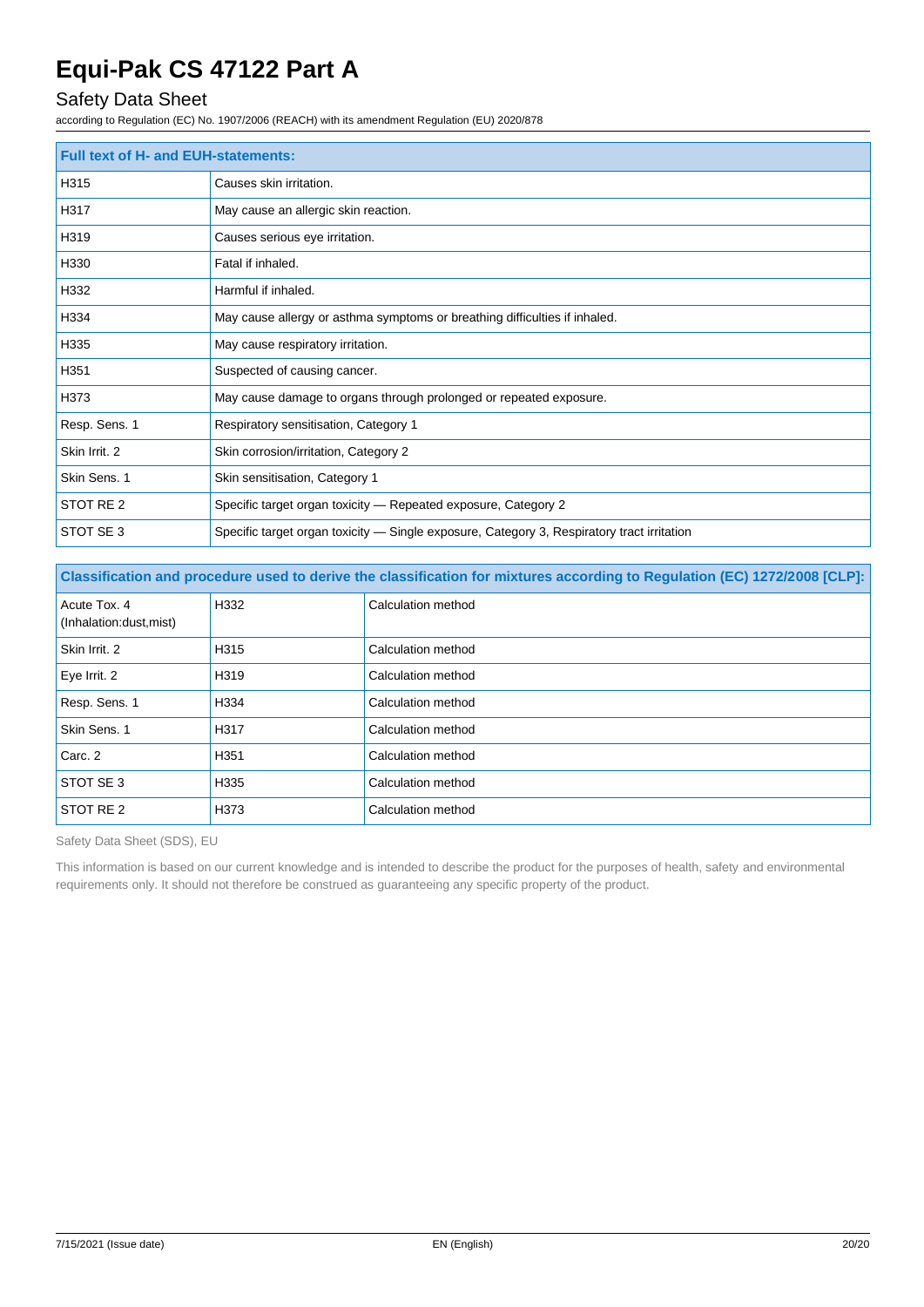| Full text of H- and EUH-statements: | |
|---|---|
| H315 | Causes skin irritation. |
| H317 | May cause an allergic skin reaction. |
| H319 | Causes serious eye irritation. |
| H330 | Fatal if inhaled. |
| H332 | Harmful if inhaled. |
| H334 | May cause allergy or asthma symptoms or breathing difficulties if inhaled. |
| H335 | May cause respiratory irritation. |
| H351 | Suspected of causing cancer. |
| H373 | May cause damage to organs through prolonged or repeated exposure. |
| Resp. Sens. 1 | Respiratory sensitisation, Category 1 |
| Skin Irrit. 2 | Skin corrosion/irritation, Category 2 |
| Skin Sens. 1 | Skin sensitisation, Category 1 |
| STOT RE 2 | Specific target organ toxicity — Repeated exposure, Category 2 |
| STOT SE 3 | Specific target organ toxicity — Single exposure, Category 3, Respiratory tract irritation |

| Classification and procedure used to derive the classification for mixtures according to Regulation (EC) 1272/2008 [CLP]: | | |
|---|---|---|
| Acute Tox. 4 (Inhalation:dust,mist) | H332 | Calculation method |
| Skin Irrit. 2 | H315 | Calculation method |
| Eye Irrit. 2 | H319 | Calculation method |
| Resp. Sens. 1 | H334 | Calculation method |
| Skin Sens. 1 | H317 | Calculation method |
| Carc. 2 | H351 | Calculation method |
| STOT SE 3 | H335 | Calculation method |
| STOT RE 2 | H373 | Calculation method |

Safety Data Sheet (SDS), EU

This information is based on our current knowledge and is intended to describe the product for the purposes of health, safety and environmental requirements only. It should not therefore be construed as guaranteeing any specific property of the product.